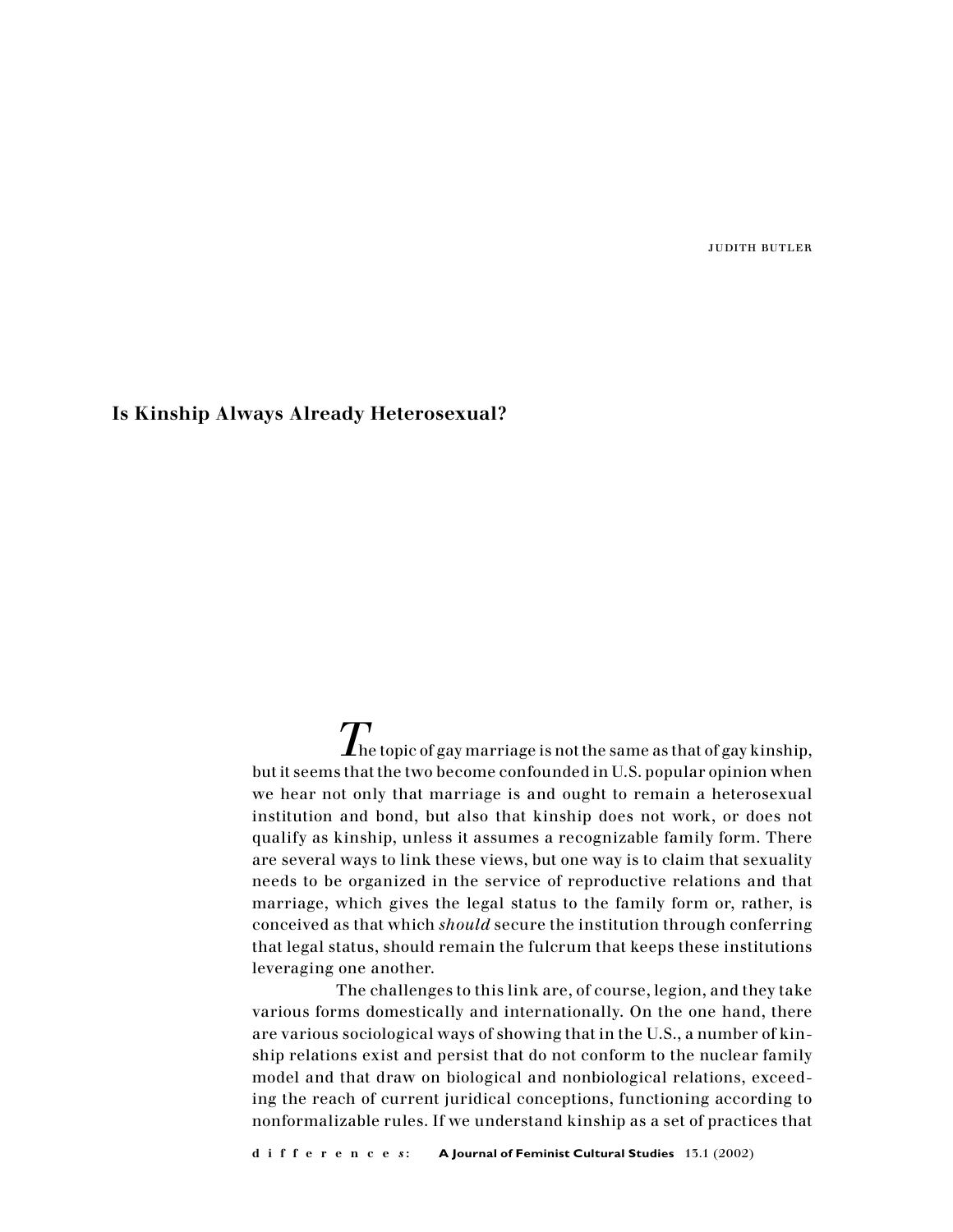JUDITH BUTLER

# Is Kinship Always Already Heterosexual?

The topic of gay marriage is not the same as that of gay kinship, but it seems that the two become confounded in U.S. popular opinion when we hear not only that marriage is and ought to remain a heterosexual institution and bond, but also that kinship does not work, or does not qualify as kinship, unless it assumes a recognizable family form. There are several ways to link these views, but one way is to claim that sexuality needs to be organized in the service of reproductive relations and that marriage, which gives the legal status to the family form or, rather, is conceived as that which *should* secure the institution through conferring that legal status, should remain the fulcrum that keeps these institutions leveraging one another.

The challenges to this link are, of course, legion, and they take various forms domestically and internationally. On the one hand, there are various sociological ways of showing that in the U.S., a number of kinship relations exist and persist that do not conform to the nuclear family model and that draw on biological and nonbiological relations, exceeding the reach of current juridical conceptions, functioning according to nonformalizable rules. If we understand kinship as a set of practices that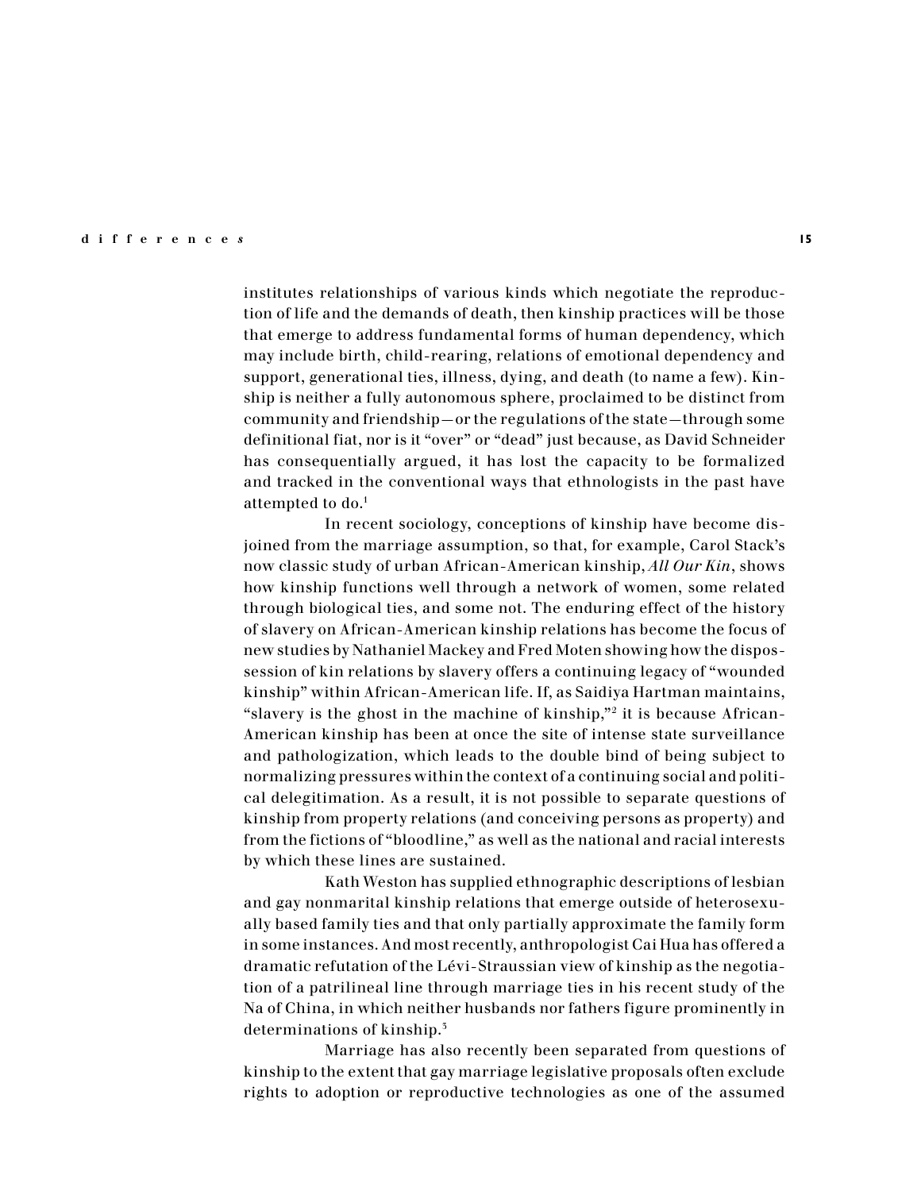institutes relationships of various kinds which negotiate the reproduction of life and the demands of death, then kinship practices will be those that emerge to address fundamental forms of human dependency, which may include birth, child-rearing, relations of emotional dependency and support, generational ties, illness, dying, and death (to name a few). Kinship is neither a fully autonomous sphere, proclaimed to be distinct from community and friendship—or the regulations of the state—through some definitional fiat, nor is it "over" or "dead" just because, as David Schneider has consequentially argued, it has lost the capacity to be formalized and tracked in the conventional ways that ethnologists in the past have attempted to do.[1]

In recent sociology, conceptions of kinship have become disjoined from the marriage assumption, so that, for example, Carol Stack's now classic study of urban African-American kinship, *All Our Kin*, shows how kinship functions well through a network of women, some related through biological ties, and some not. The enduring effect of the history of slavery on African-American kinship relations has become the focus of new studies by Nathaniel Mackey and Fred Moten showing how the dispossession of kin relations by slavery offers a continuing legacy of "wounded kinship" within African-American life. If, as Saidiya Hartman maintains, "slavery is the ghost in the machine of kinship,"[2] it is because African-American kinship has been at once the site of intense state surveillance and pathologization, which leads to the double bind of being subject to normalizing pressures within the context of a continuing social and political delegitimation. As a result, it is not possible to separate questions of kinship from property relations (and conceiving persons as property) and from the fictions of "bloodline," as well as the national and racial interests by which these lines are sustained.

Kath Weston has supplied ethnographic descriptions of lesbian and gay nonmarital kinship relations that emerge outside of heterosexually based family ties and that only partially approximate the family form in some instances. And most recently, anthropologist Cai Hua has offered a dramatic refutation of the Lévi-Straussian view of kinship as the negotiation of a patrilineal line through marriage ties in his recent study of the Na of China, in which neither husbands nor fathers figure prominently in determinations of kinship.[3]

Marriage has also recently been separated from questions of kinship to the extent that gay marriage legislative proposals often exclude rights to adoption or reproductive technologies as one of the assumed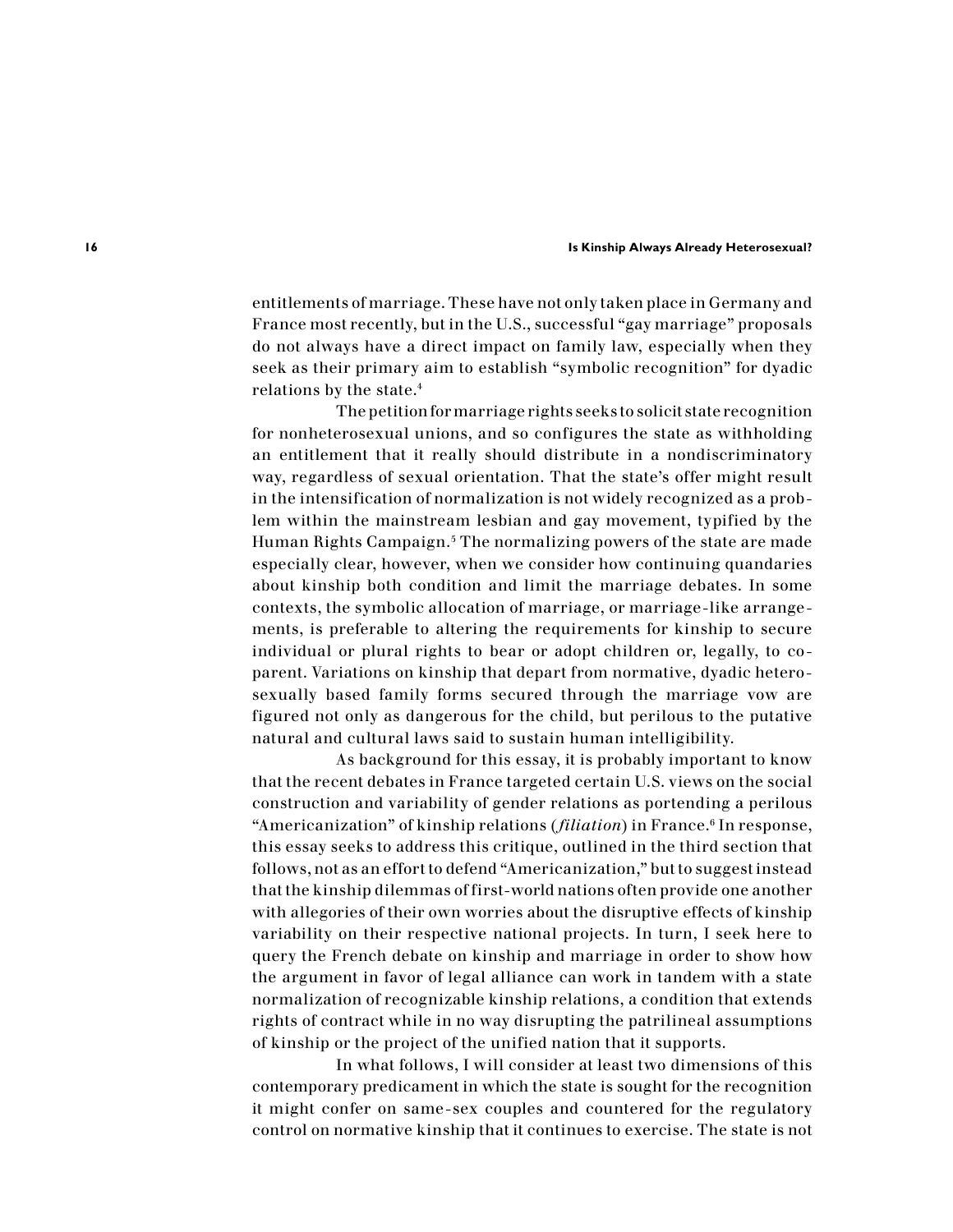entitlements of marriage. These have not only taken place in Germany and France most recently, but in the U.S., successful "gay marriage" proposals do not always have a direct impact on family law, especially when they seek as their primary aim to establish "symbolic recognition" for dyadic relations by the state.[4]

The petition for marriage rights seeks to solicit state recognition for nonheterosexual unions, and so configures the state as withholding an entitlement that it really should distribute in a nondiscriminatory way, regardless of sexual orientation. That the state's offer might result in the intensification of normalization is not widely recognized as a problem within the mainstream lesbian and gay movement, typified by the Human Rights Campaign.[5] The normalizing powers of the state are made especially clear, however, when we consider how continuing quandaries about kinship both condition and limit the marriage debates. In some contexts, the symbolic allocation of marriage, or marriage-like arrangements, is preferable to altering the requirements for kinship to secure individual or plural rights to bear or adopt children or, legally, to coparent. Variations on kinship that depart from normative, dyadic heterosexually based family forms secured through the marriage vow are figured not only as dangerous for the child, but perilous to the putative natural and cultural laws said to sustain human intelligibility.

As background for this essay, it is probably important to know that the recent debates in France targeted certain U.S. views on the social construction and variability of gender relations as portending a perilous "Americanization" of kinship relations (*filiation*) in France.[6] In response, this essay seeks to address this critique, outlined in the third section that follows, not as an effort to defend "Americanization," but to suggest instead that the kinship dilemmas of first-world nations often provide one another with allegories of their own worries about the disruptive effects of kinship variability on their respective national projects. In turn, I seek here to query the French debate on kinship and marriage in order to show how the argument in favor of legal alliance can work in tandem with a state normalization of recognizable kinship relations, a condition that extends rights of contract while in no way disrupting the patrilineal assumptions of kinship or the project of the unified nation that it supports.

In what follows, I will consider at least two dimensions of this contemporary predicament in which the state is sought for the recognition it might confer on same-sex couples and countered for the regulatory control on normative kinship that it continues to exercise. The state is not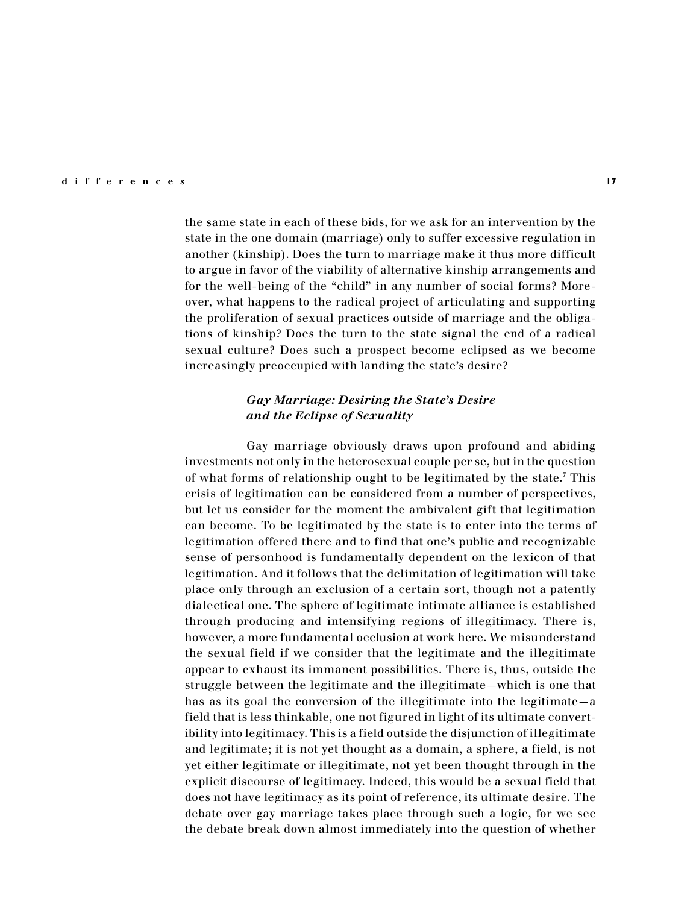the same state in each of these bids, for we ask for an intervention by the state in the one domain (marriage) only to suffer excessive regulation in another (kinship). Does the turn to marriage make it thus more difficult to argue in favor of the viability of alternative kinship arrangements and for the well-being of the "child" in any number of social forms? Moreover, what happens to the radical project of articulating and supporting the proliferation of sexual practices outside of marriage and the obligations of kinship? Does the turn to the state signal the end of a radical sexual culture? Does such a prospect become eclipsed as we become increasingly preoccupied with landing the state's desire?

### *Gay Marriage: Desiring the State's Desire and the Eclipse of Sexuality*

Gay marriage obviously draws upon profound and abiding investments not only in the heterosexual couple per se, but in the question of what forms of relationship ought to be legitimated by the state.[7] This crisis of legitimation can be considered from a number of perspectives, but let us consider for the moment the ambivalent gift that legitimation can become. To be legitimated by the state is to enter into the terms of legitimation offered there and to find that one's public and recognizable sense of personhood is fundamentally dependent on the lexicon of that legitimation. And it follows that the delimitation of legitimation will take place only through an exclusion of a certain sort, though not a patently dialectical one. The sphere of legitimate intimate alliance is established through producing and intensifying regions of illegitimacy. There is, however, a more fundamental occlusion at work here. We misunderstand the sexual field if we consider that the legitimate and the illegitimate appear to exhaust its immanent possibilities. There is, thus, outside the struggle between the legitimate and the illegitimate—which is one that has as its goal the conversion of the illegitimate into the legitimate—a field that is less thinkable, one not figured in light of its ultimate convertibility into legitimacy. This is a field outside the disjunction of illegitimate and legitimate; it is not yet thought as a domain, a sphere, a field, is not yet either legitimate or illegitimate, not yet been thought through in the explicit discourse of legitimacy. Indeed, this would be a sexual field that does not have legitimacy as its point of reference, its ultimate desire. The debate over gay marriage takes place through such a logic, for we see the debate break down almost immediately into the question of whether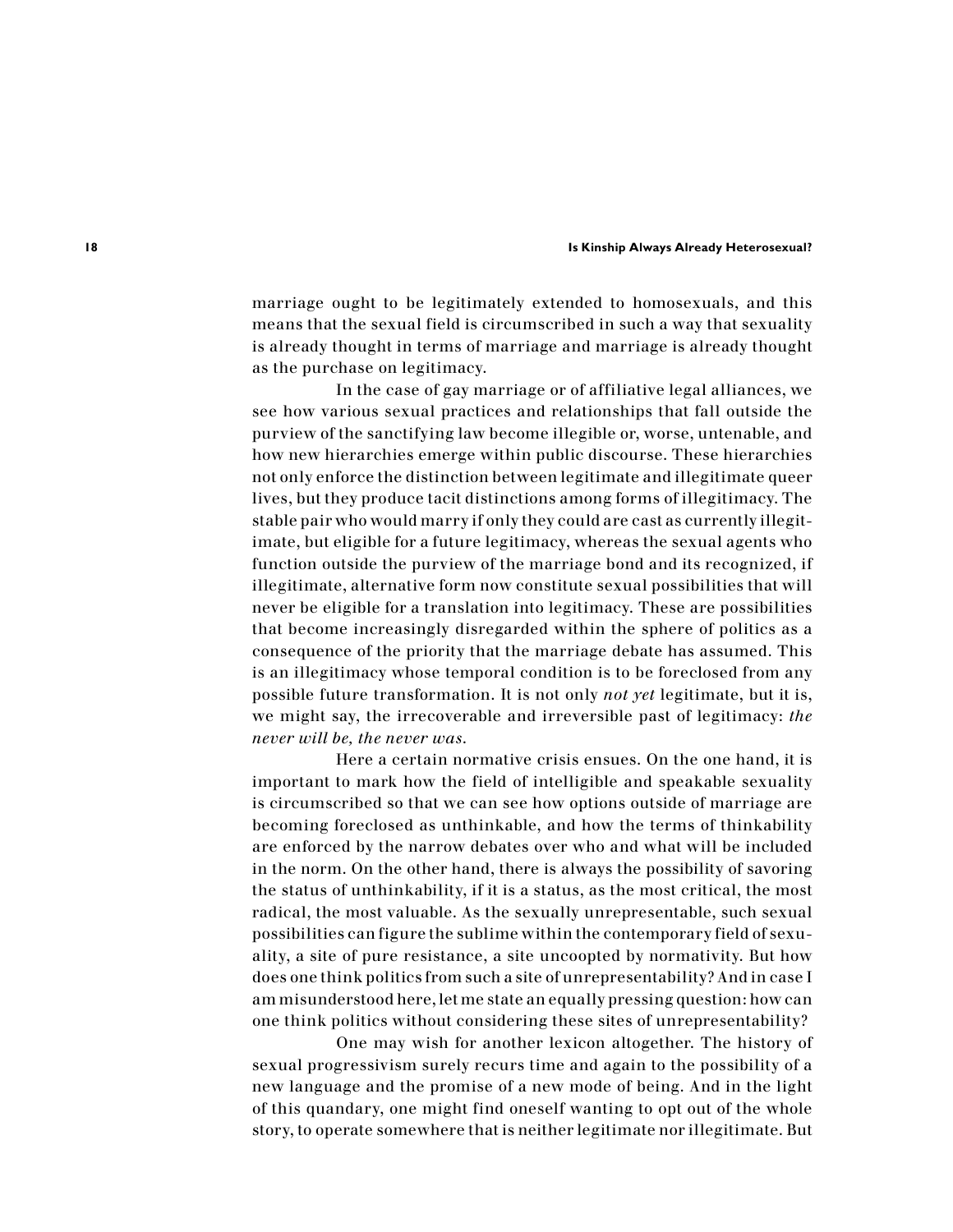marriage ought to be legitimately extended to homosexuals, and this means that the sexual field is circumscribed in such a way that sexuality is already thought in terms of marriage and marriage is already thought as the purchase on legitimacy.

In the case of gay marriage or of affiliative legal alliances, we see how various sexual practices and relationships that fall outside the purview of the sanctifying law become illegible or, worse, untenable, and how new hierarchies emerge within public discourse. These hierarchies not only enforce the distinction between legitimate and illegitimate queer lives, but they produce tacit distinctions among forms of illegitimacy. The stable pair who would marry if only they could are cast as currently illegitimate, but eligible for a future legitimacy, whereas the sexual agents who function outside the purview of the marriage bond and its recognized, if illegitimate, alternative form now constitute sexual possibilities that will never be eligible for a translation into legitimacy. These are possibilities that become increasingly disregarded within the sphere of politics as a consequence of the priority that the marriage debate has assumed. This is an illegitimacy whose temporal condition is to be foreclosed from any possible future transformation. It is not only *not yet* legitimate, but it is, we might say, the irrecoverable and irreversible past of legitimacy: *the never will be, the never was.*

Here a certain normative crisis ensues. On the one hand, it is important to mark how the field of intelligible and speakable sexuality is circumscribed so that we can see how options outside of marriage are becoming foreclosed as unthinkable, and how the terms of thinkability are enforced by the narrow debates over who and what will be included in the norm. On the other hand, there is always the possibility of savoring the status of unthinkability, if it is a status, as the most critical, the most radical, the most valuable. As the sexually unrepresentable, such sexual possibilities can figure the sublime within the contemporary field of sexuality, a site of pure resistance, a site uncoopted by normativity. But how does one think politics from such a site of unrepresentability? And in case I am misunderstood here, let me state an equally pressing question: how can one think politics without considering these sites of unrepresentability?

One may wish for another lexicon altogether. The history of sexual progressivism surely recurs time and again to the possibility of a new language and the promise of a new mode of being. And in the light of this quandary, one might find oneself wanting to opt out of the whole story, to operate somewhere that is neither legitimate nor illegitimate. But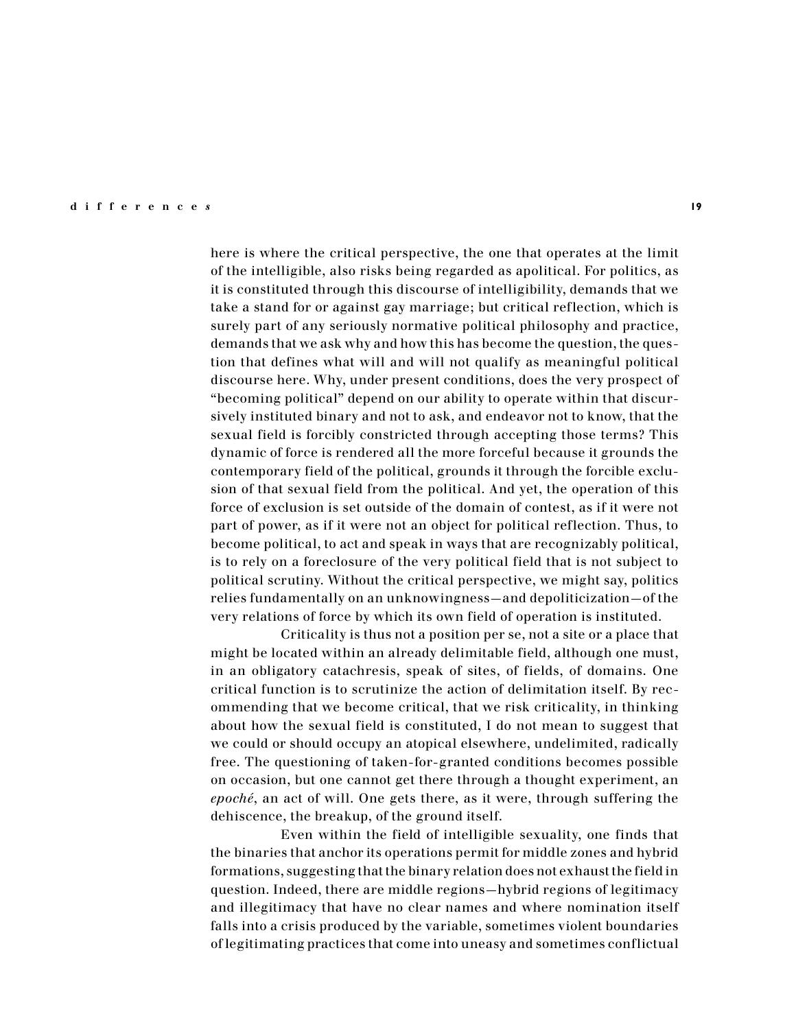here is where the critical perspective, the one that operates at the limit of the intelligible, also risks being regarded as apolitical. For politics, as it is constituted through this discourse of intelligibility, demands that we take a stand for or against gay marriage; but critical reflection, which is surely part of any seriously normative political philosophy and practice, demands that we ask why and how this has become the question, the question that defines what will and will not qualify as meaningful political discourse here. Why, under present conditions, does the very prospect of "becoming political" depend on our ability to operate within that discursively instituted binary and not to ask, and endeavor not to know, that the sexual field is forcibly constricted through accepting those terms? This dynamic of force is rendered all the more forceful because it grounds the contemporary field of the political, grounds it through the forcible exclusion of that sexual field from the political. And yet, the operation of this force of exclusion is set outside of the domain of contest, as if it were not part of power, as if it were not an object for political reflection. Thus, to become political, to act and speak in ways that are recognizably political, is to rely on a foreclosure of the very political field that is not subject to political scrutiny. Without the critical perspective, we might say, politics relies fundamentally on an unknowingness—and depoliticization—of the very relations of force by which its own field of operation is instituted.

Criticality is thus not a position per se, not a site or a place that might be located within an already delimitable field, although one must, in an obligatory catachresis, speak of sites, of fields, of domains. One critical function is to scrutinize the action of delimitation itself. By recommending that we become critical, that we risk criticality, in thinking about how the sexual field is constituted, I do not mean to suggest that we could or should occupy an atopical elsewhere, undelimited, radically free. The questioning of taken-for-granted conditions becomes possible on occasion, but one cannot get there through a thought experiment, an *epoché*, an act of will. One gets there, as it were, through suffering the dehiscence, the breakup, of the ground itself.

Even within the field of intelligible sexuality, one finds that the binaries that anchor its operations permit for middle zones and hybrid formations, suggesting that the binary relation does not exhaust the field in question. Indeed, there are middle regions—hybrid regions of legitimacy and illegitimacy that have no clear names and where nomination itself falls into a crisis produced by the variable, sometimes violent boundaries of legitimating practices that come into uneasy and sometimes conflictual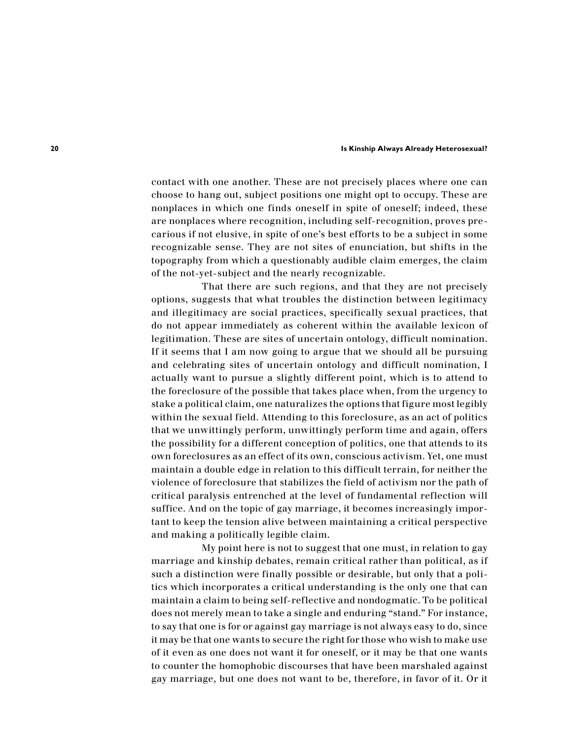contact with one another. These are not precisely places where one can choose to hang out, subject positions one might opt to occupy. These are nonplaces in which one finds oneself in spite of oneself; indeed, these are nonplaces where recognition, including self-recognition, proves precarious if not elusive, in spite of one's best efforts to be a subject in some recognizable sense. They are not sites of enunciation, but shifts in the topography from which a questionably audible claim emerges, the claim of the not-yet-subject and the nearly recognizable.

That there are such regions, and that they are not precisely options, suggests that what troubles the distinction between legitimacy and illegitimacy are social practices, specifically sexual practices, that do not appear immediately as coherent within the available lexicon of legitimation. These are sites of uncertain ontology, difficult nomination. If it seems that I am now going to argue that we should all be pursuing and celebrating sites of uncertain ontology and difficult nomination, I actually want to pursue a slightly different point, which is to attend to the foreclosure of the possible that takes place when, from the urgency to stake a political claim, one naturalizes the options that figure most legibly within the sexual field. Attending to this foreclosure, as an act of politics that we unwittingly perform, unwittingly perform time and again, offers the possibility for a different conception of politics, one that attends to its own foreclosures as an effect of its own, conscious activism. Yet, one must maintain a double edge in relation to this difficult terrain, for neither the violence of foreclosure that stabilizes the field of activism nor the path of critical paralysis entrenched at the level of fundamental reflection will suffice. And on the topic of gay marriage, it becomes increasingly important to keep the tension alive between maintaining a critical perspective and making a politically legible claim.

My point here is not to suggest that one must, in relation to gay marriage and kinship debates, remain critical rather than political, as if such a distinction were finally possible or desirable, but only that a politics which incorporates a critical understanding is the only one that can maintain a claim to being self-reflective and nondogmatic. To be political does not merely mean to take a single and enduring "stand." For instance, to say that one is for or against gay marriage is not always easy to do, since it may be that one wants to secure the right for those who wish to make use of it even as one does not want it for oneself, or it may be that one wants to counter the homophobic discourses that have been marshaled against gay marriage, but one does not want to be, therefore, in favor of it. Or it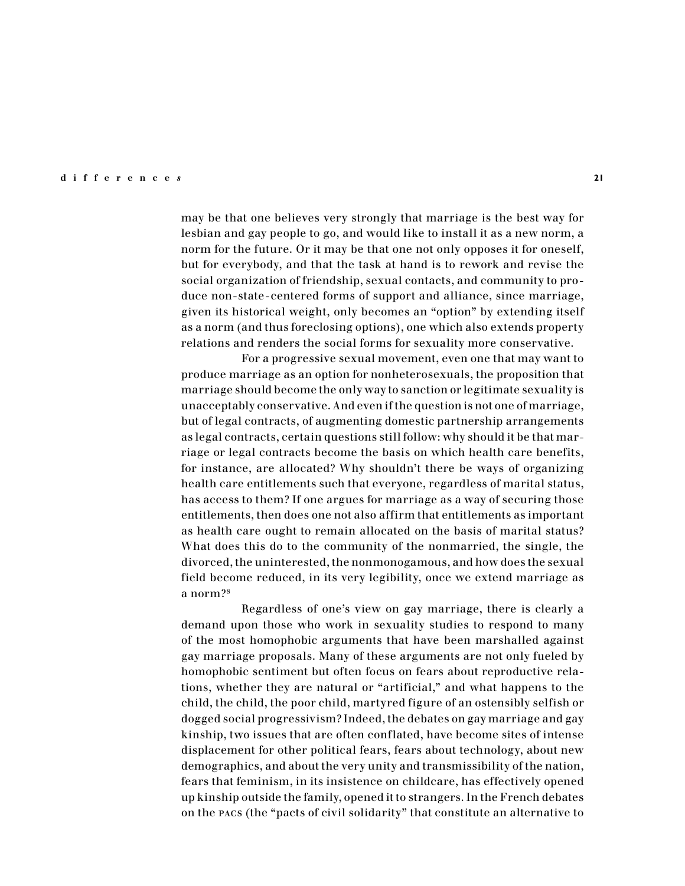may be that one believes very strongly that marriage is the best way for lesbian and gay people to go, and would like to install it as a new norm, a norm for the future. Or it may be that one not only opposes it for oneself, but for everybody, and that the task at hand is to rework and revise the social organization of friendship, sexual contacts, and community to produce non-state-centered forms of support and alliance, since marriage, given its historical weight, only becomes an "option" by extending itself as a norm (and thus foreclosing options), one which also extends property relations and renders the social forms for sexuality more conservative.

For a progressive sexual movement, even one that may want to produce marriage as an option for nonheterosexuals, the proposition that marriage should become the only way to sanction or legitimate sexuality is unacceptably conservative. And even if the question is not one of marriage, but of legal contracts, of augmenting domestic partnership arrangements as legal contracts, certain questions still follow: why should it be that marriage or legal contracts become the basis on which health care benefits, for instance, are allocated? Why shouldn't there be ways of organizing health care entitlements such that everyone, regardless of marital status, has access to them? If one argues for marriage as a way of securing those entitlements, then does one not also affirm that entitlements as important as health care ought to remain allocated on the basis of marital status? What does this do to the community of the nonmarried, the single, the divorced, the uninterested, the nonmonogamous, and how does the sexual field become reduced, in its very legibility, once we extend marriage as a norm?[8]

Regardless of one's view on gay marriage, there is clearly a demand upon those who work in sexuality studies to respond to many of the most homophobic arguments that have been marshalled against gay marriage proposals. Many of these arguments are not only fueled by homophobic sentiment but often focus on fears about reproductive relations, whether they are natural or "artificial," and what happens to the child, the child, the poor child, martyred figure of an ostensibly selfish or dogged social progressivism? Indeed, the debates on gay marriage and gay kinship, two issues that are often conflated, have become sites of intense displacement for other political fears, fears about technology, about new demographics, and about the very unity and transmissibility of the nation, fears that feminism, in its insistence on childcare, has effectively opened up kinship outside the family, opened it to strangers. In the French debates on the PACS (the "pacts of civil solidarity" that constitute an alternative to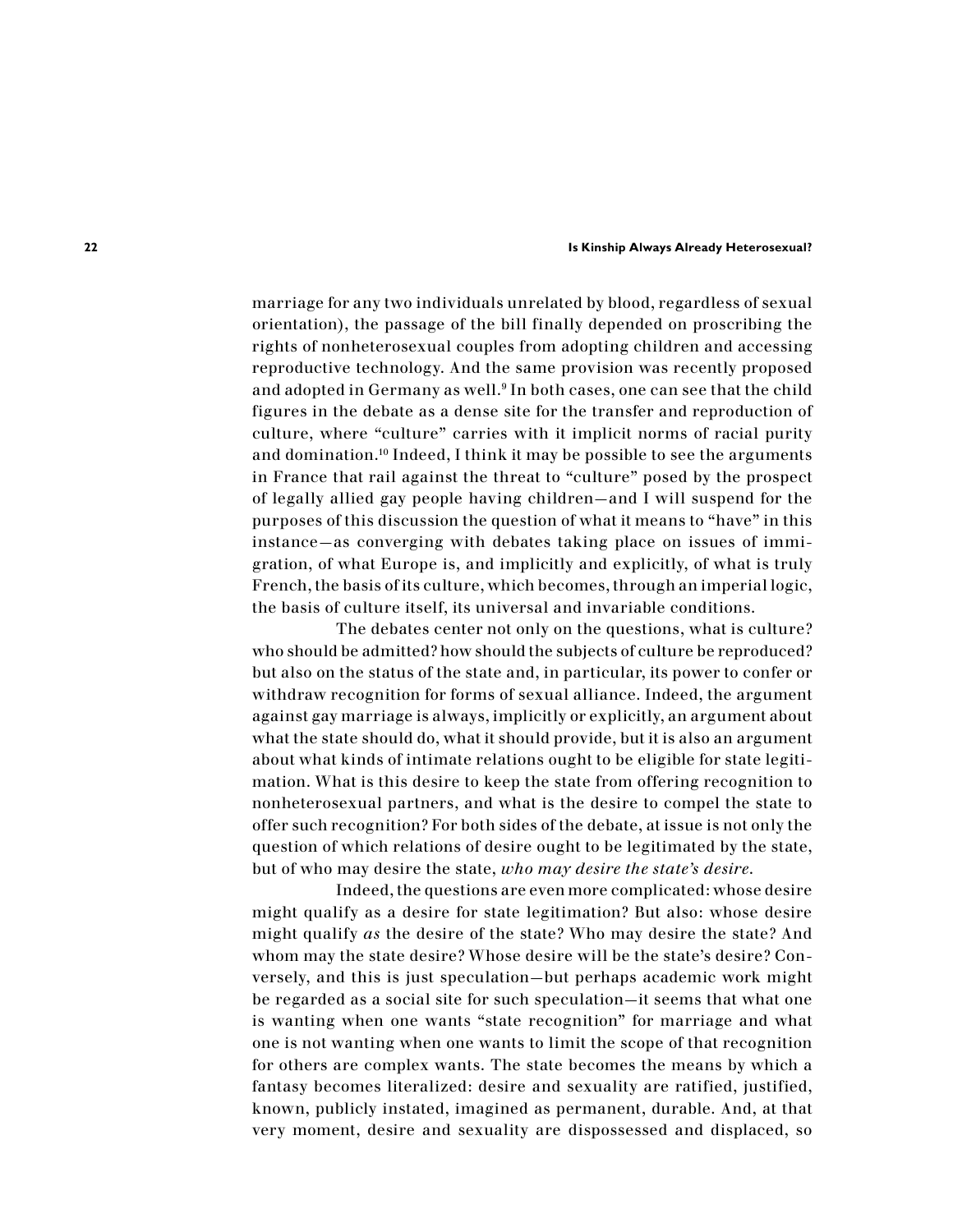marriage for any two individuals unrelated by blood, regardless of sexual orientation), the passage of the bill finally depended on proscribing the rights of nonheterosexual couples from adopting children and accessing reproductive technology. And the same provision was recently proposed and adopted in Germany as well.[9] In both cases, one can see that the child figures in the debate as a dense site for the transfer and reproduction of culture, where "culture" carries with it implicit norms of racial purity and domination.[10] Indeed, I think it may be possible to see the arguments in France that rail against the threat to "culture" posed by the prospect of legally allied gay people having children—and I will suspend for the purposes of this discussion the question of what it means to "have" in this instance—as converging with debates taking place on issues of immigration, of what Europe is, and implicitly and explicitly, of what is truly French, the basis of its culture, which becomes, through an imperial logic, the basis of culture itself, its universal and invariable conditions.

The debates center not only on the questions, what is culture? who should be admitted? how should the subjects of culture be reproduced? but also on the status of the state and, in particular, its power to confer or withdraw recognition for forms of sexual alliance. Indeed, the argument against gay marriage is always, implicitly or explicitly, an argument about what the state should do, what it should provide, but it is also an argument about what kinds of intimate relations ought to be eligible for state legitimation. What is this desire to keep the state from offering recognition to nonheterosexual partners, and what is the desire to compel the state to offer such recognition? For both sides of the debate, at issue is not only the question of which relations of desire ought to be legitimated by the state, but of who may desire the state, *who may desire the state's desire*.

Indeed, the questions are even more complicated: whose desire might qualify as a desire for state legitimation? But also: whose desire might qualify *as* the desire of the state? Who may desire the state? And whom may the state desire? Whose desire will be the state's desire? Conversely, and this is just speculation—but perhaps academic work might be regarded as a social site for such speculation—it seems that what one is wanting when one wants "state recognition" for marriage and what one is not wanting when one wants to limit the scope of that recognition for others are complex wants. The state becomes the means by which a fantasy becomes literalized: desire and sexuality are ratified, justified, known, publicly instated, imagined as permanent, durable. And, at that very moment, desire and sexuality are dispossessed and displaced, so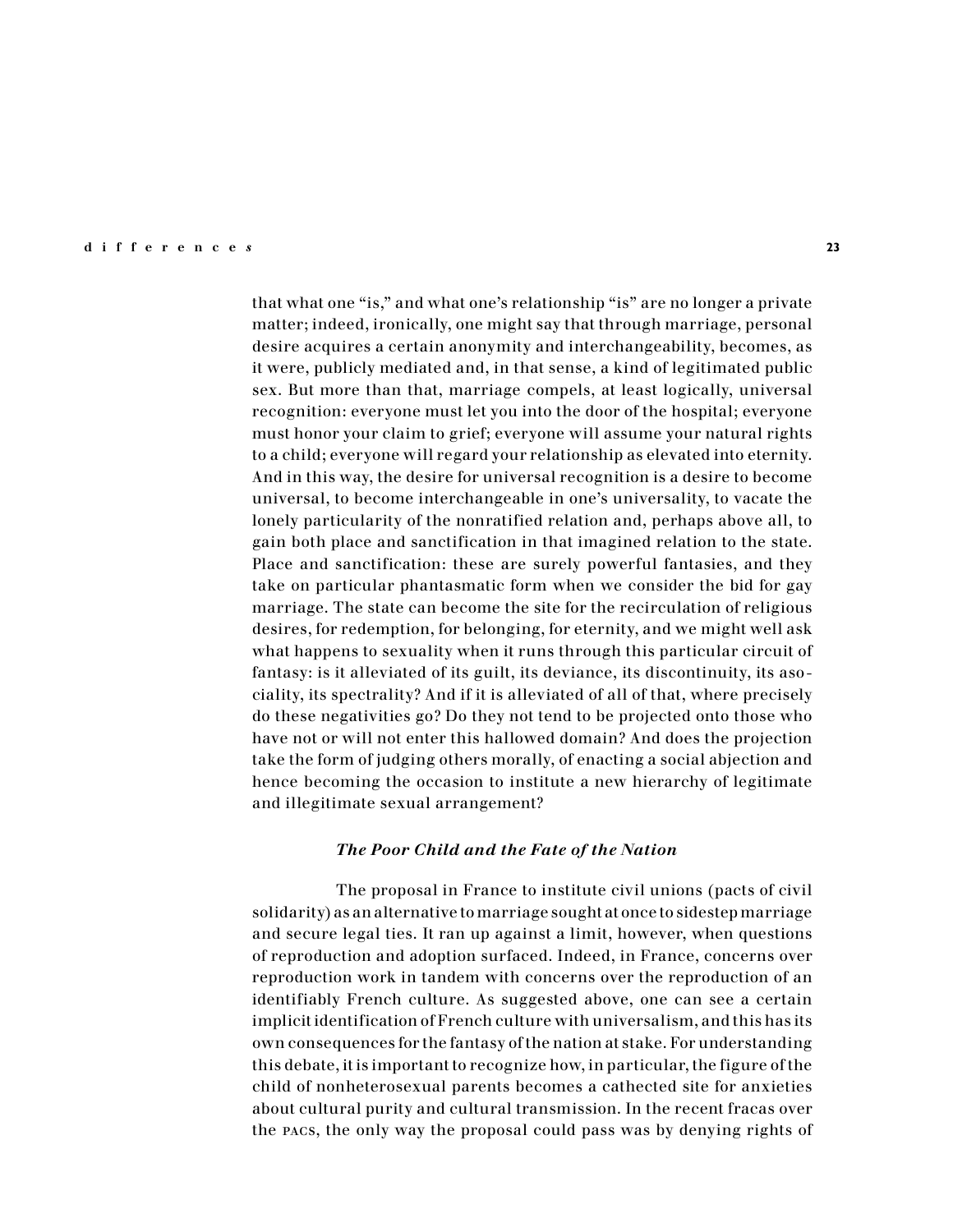that what one "is," and what one's relationship "is" are no longer a private matter; indeed, ironically, one might say that through marriage, personal desire acquires a certain anonymity and interchangeability, becomes, as it were, publicly mediated and, in that sense, a kind of legitimated public sex. But more than that, marriage compels, at least logically, universal recognition: everyone must let you into the door of the hospital; everyone must honor your claim to grief; everyone will assume your natural rights to a child; everyone will regard your relationship as elevated into eternity. And in this way, the desire for universal recognition is a desire to become universal, to become interchangeable in one's universality, to vacate the lonely particularity of the nonratified relation and, perhaps above all, to gain both place and sanctification in that imagined relation to the state. Place and sanctification: these are surely powerful fantasies, and they take on particular phantasmatic form when we consider the bid for gay marriage. The state can become the site for the recirculation of religious desires, for redemption, for belonging, for eternity, and we might well ask what happens to sexuality when it runs through this particular circuit of fantasy: is it alleviated of its guilt, its deviance, its discontinuity, its asociality, its spectrality? And if it is alleviated of all of that, where precisely do these negativities go? Do they not tend to be projected onto those who have not or will not enter this hallowed domain? And does the projection take the form of judging others morally, of enacting a social abjection and hence becoming the occasion to institute a new hierarchy of legitimate and illegitimate sexual arrangement?

### *The Poor Child and the Fate of the Nation*

The proposal in France to institute civil unions (pacts of civil solidarity) as an alternative to marriage sought at once to sidestep marriage and secure legal ties. It ran up against a limit, however, when questions of reproduction and adoption surfaced. Indeed, in France, concerns over reproduction work in tandem with concerns over the reproduction of an identifiably French culture. As suggested above, one can see a certain implicit identification of French culture with universalism, and this has its own consequences for the fantasy of the nation at stake. For understanding this debate, it is important to recognize how, in particular, the figure of the child of nonheterosexual parents becomes a cathected site for anxieties about cultural purity and cultural transmission. In the recent fracas over the PACS, the only way the proposal could pass was by denying rights of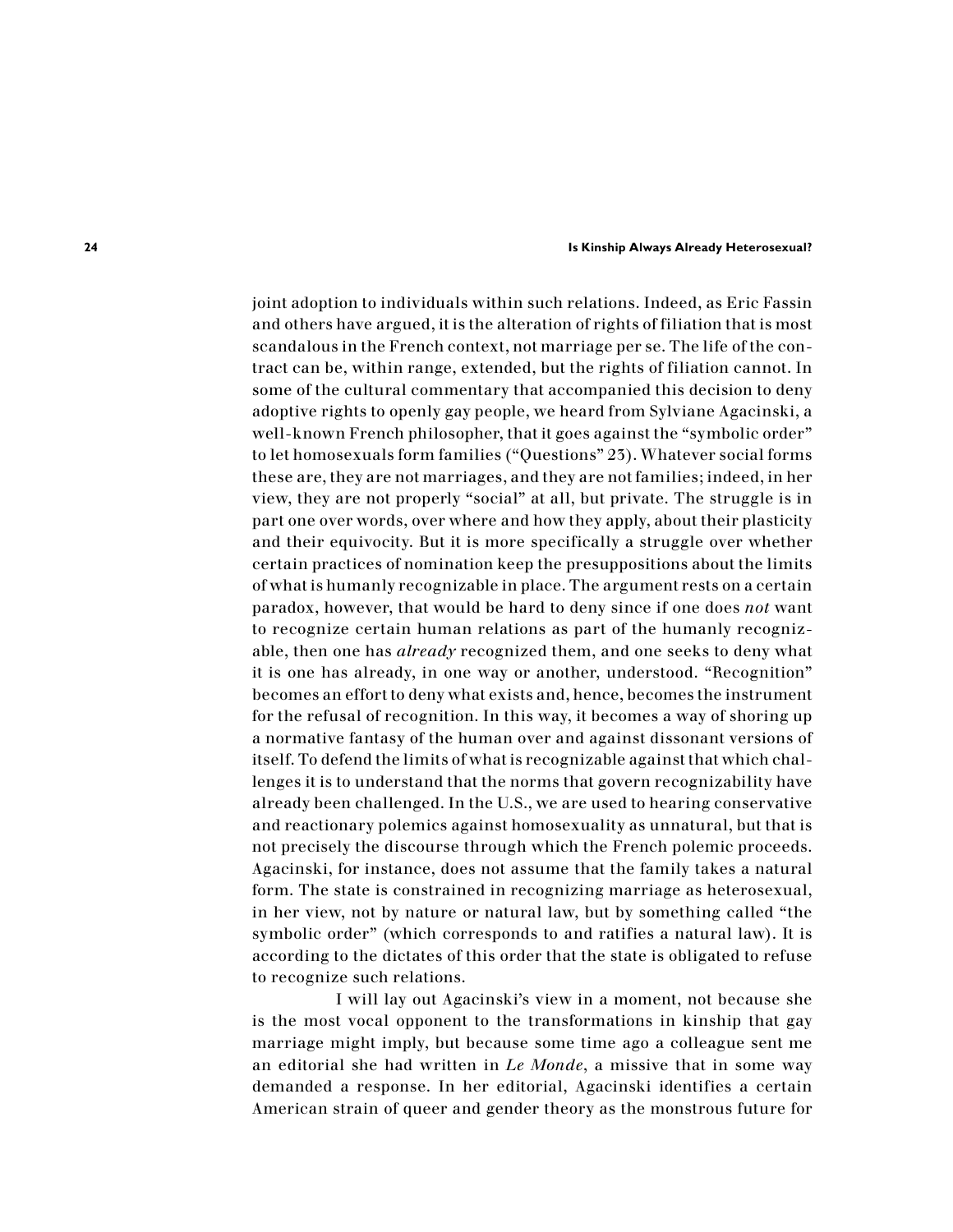joint adoption to individuals within such relations. Indeed, as Eric Fassin and others have argued, it is the alteration of rights of filiation that is most scandalous in the French context, not marriage per se. The life of the contract can be, within range, extended, but the rights of filiation cannot. In some of the cultural commentary that accompanied this decision to deny adoptive rights to openly gay people, we heard from Sylviane Agacinski, a well-known French philosopher, that it goes against the "symbolic order" to let homosexuals form families ("Questions" 23). Whatever social forms these are, they are not marriages, and they are not families; indeed, in her view, they are not properly "social" at all, but private. The struggle is in part one over words, over where and how they apply, about their plasticity and their equivocity. But it is more specifically a struggle over whether certain practices of nomination keep the presuppositions about the limits of what is humanly recognizable in place. The argument rests on a certain paradox, however, that would be hard to deny since if one does *not* want to recognize certain human relations as part of the humanly recognizable, then one has *already* recognized them, and one seeks to deny what it is one has already, in one way or another, understood. "Recognition" becomes an effort to deny what exists and, hence, becomes the instrument for the refusal of recognition. In this way, it becomes a way of shoring up a normative fantasy of the human over and against dissonant versions of itself. To defend the limits of what is recognizable against that which challenges it is to understand that the norms that govern recognizability have already been challenged. In the U.S., we are used to hearing conservative and reactionary polemics against homosexuality as unnatural, but that is not precisely the discourse through which the French polemic proceeds. Agacinski, for instance, does not assume that the family takes a natural form. The state is constrained in recognizing marriage as heterosexual, in her view, not by nature or natural law, but by something called "the symbolic order" (which corresponds to and ratifies a natural law). It is according to the dictates of this order that the state is obligated to refuse to recognize such relations.

I will lay out Agacinski's view in a moment, not because she is the most vocal opponent to the transformations in kinship that gay marriage might imply, but because some time ago a colleague sent me an editorial she had written in *Le Monde*, a missive that in some way demanded a response. In her editorial, Agacinski identifies a certain American strain of queer and gender theory as the monstrous future for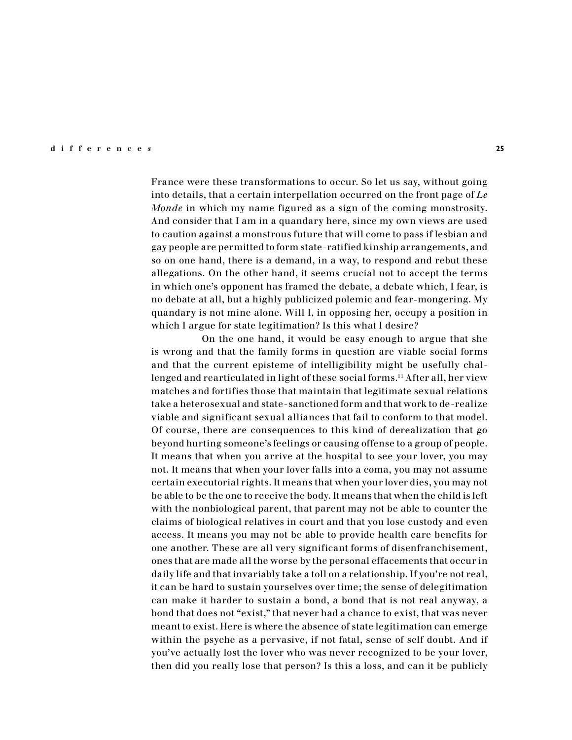France were these transformations to occur. So let us say, without going into details, that a certain interpellation occurred on the front page of *Le Monde* in which my name figured as a sign of the coming monstrosity. And consider that I am in a quandary here, since my own views are used to caution against a monstrous future that will come to pass if lesbian and gay people are permitted to form state-ratified kinship arrangements, and so on one hand, there is a demand, in a way, to respond and rebut these allegations. On the other hand, it seems crucial not to accept the terms in which one's opponent has framed the debate, a debate which, I fear, is no debate at all, but a highly publicized polemic and fear-mongering. My quandary is not mine alone. Will I, in opposing her, occupy a position in which I argue for state legitimation? Is this what I desire?

On the one hand, it would be easy enough to argue that she is wrong and that the family forms in question are viable social forms and that the current episteme of intelligibility might be usefully challenged and rearticulated in light of these social forms.[11] After all, her view matches and fortifies those that maintain that legitimate sexual relations take a heterosexual and state-sanctioned form and that work to de-realize viable and significant sexual alliances that fail to conform to that model. Of course, there are consequences to this kind of derealization that go beyond hurting someone's feelings or causing offense to a group of people. It means that when you arrive at the hospital to see your lover, you may not. It means that when your lover falls into a coma, you may not assume certain executorial rights. It means that when your lover dies, you may not be able to be the one to receive the body. It means that when the child is left with the nonbiological parent, that parent may not be able to counter the claims of biological relatives in court and that you lose custody and even access. It means you may not be able to provide health care benefits for one another. These are all very significant forms of disenfranchisement, ones that are made all the worse by the personal effacements that occur in daily life and that invariably take a toll on a relationship. If you're not real, it can be hard to sustain yourselves over time; the sense of delegitimation can make it harder to sustain a bond, a bond that is not real anyway, a bond that does not "exist," that never had a chance to exist, that was never meant to exist. Here is where the absence of state legitimation can emerge within the psyche as a pervasive, if not fatal, sense of self doubt. And if you've actually lost the lover who was never recognized to be your lover, then did you really lose that person? Is this a loss, and can it be publicly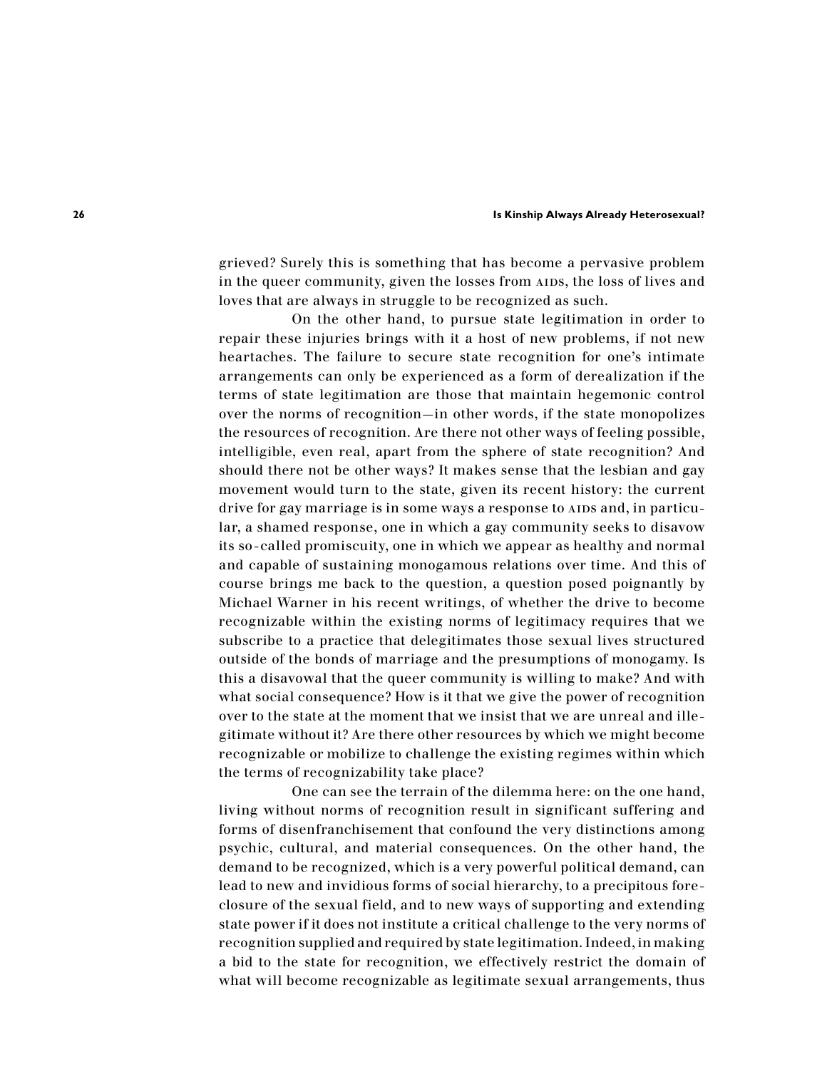grieved? Surely this is something that has become a pervasive problem in the queer community, given the losses from AIDS, the loss of lives and loves that are always in struggle to be recognized as such.

On the other hand, to pursue state legitimation in order to repair these injuries brings with it a host of new problems, if not new heartaches. The failure to secure state recognition for one's intimate arrangements can only be experienced as a form of derealization if the terms of state legitimation are those that maintain hegemonic control over the norms of recognition—in other words, if the state monopolizes the resources of recognition. Are there not other ways of feeling possible, intelligible, even real, apart from the sphere of state recognition? And should there not be other ways? It makes sense that the lesbian and gay movement would turn to the state, given its recent history: the current drive for gay marriage is in some ways a response to AIDS and, in particular, a shamed response, one in which a gay community seeks to disavow its so-called promiscuity, one in which we appear as healthy and normal and capable of sustaining monogamous relations over time. And this of course brings me back to the question, a question posed poignantly by Michael Warner in his recent writings, of whether the drive to become recognizable within the existing norms of legitimacy requires that we subscribe to a practice that delegitimates those sexual lives structured outside of the bonds of marriage and the presumptions of monogamy. Is this a disavowal that the queer community is willing to make? And with what social consequence? How is it that we give the power of recognition over to the state at the moment that we insist that we are unreal and illegitimate without it? Are there other resources by which we might become recognizable or mobilize to challenge the existing regimes within which the terms of recognizability take place?

One can see the terrain of the dilemma here: on the one hand, living without norms of recognition result in significant suffering and forms of disenfranchisement that confound the very distinctions among psychic, cultural, and material consequences. On the other hand, the demand to be recognized, which is a very powerful political demand, can lead to new and invidious forms of social hierarchy, to a precipitous foreclosure of the sexual field, and to new ways of supporting and extending state power if it does not institute a critical challenge to the very norms of recognition supplied and required by state legitimation. Indeed, in making a bid to the state for recognition, we effectively restrict the domain of what will become recognizable as legitimate sexual arrangements, thus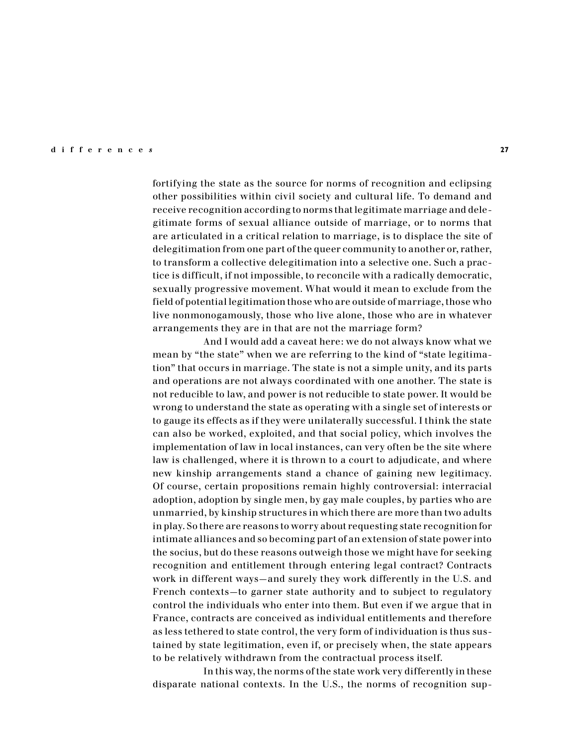fortifying the state as the source for norms of recognition and eclipsing other possibilities within civil society and cultural life. To demand and receive recognition according to norms that legitimate marriage and delegitimate forms of sexual alliance outside of marriage, or to norms that are articulated in a critical relation to marriage, is to displace the site of delegitimation from one part of the queer community to another or, rather, to transform a collective delegitimation into a selective one. Such a practice is difficult, if not impossible, to reconcile with a radically democratic, sexually progressive movement. What would it mean to exclude from the field of potential legitimation those who are outside of marriage, those who live nonmonogamously, those who live alone, those who are in whatever arrangements they are in that are not the marriage form?

And I would add a caveat here: we do not always know what we mean by "the state" when we are referring to the kind of "state legitimation" that occurs in marriage. The state is not a simple unity, and its parts and operations are not always coordinated with one another. The state is not reducible to law, and power is not reducible to state power. It would be wrong to understand the state as operating with a single set of interests or to gauge its effects as if they were unilaterally successful. I think the state can also be worked, exploited, and that social policy, which involves the implementation of law in local instances, can very often be the site where law is challenged, where it is thrown to a court to adjudicate, and where new kinship arrangements stand a chance of gaining new legitimacy. Of course, certain propositions remain highly controversial: interracial adoption, adoption by single men, by gay male couples, by parties who are unmarried, by kinship structures in which there are more than two adults in play. So there are reasons to worry about requesting state recognition for intimate alliances and so becoming part of an extension of state power into the socius, but do these reasons outweigh those we might have for seeking recognition and entitlement through entering legal contract? Contracts work in different ways—and surely they work differently in the U.S. and French contexts—to garner state authority and to subject to regulatory control the individuals who enter into them. But even if we argue that in France, contracts are conceived as individual entitlements and therefore as less tethered to state control, the very form of individuation is thus sustained by state legitimation, even if, or precisely when, the state appears to be relatively withdrawn from the contractual process itself.

In this way, the norms of the state work very differently in these disparate national contexts. In the U.S., the norms of recognition sup-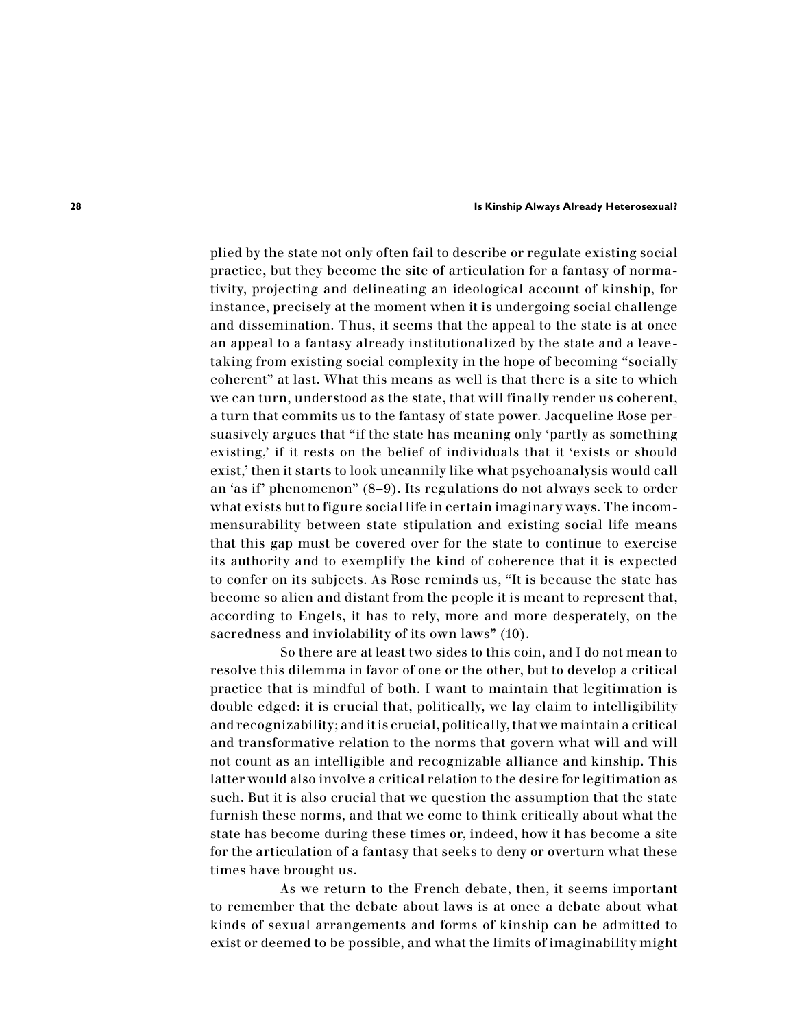plied by the state not only often fail to describe or regulate existing social practice, but they become the site of articulation for a fantasy of normativity, projecting and delineating an ideological account of kinship, for instance, precisely at the moment when it is undergoing social challenge and dissemination. Thus, it seems that the appeal to the state is at once an appeal to a fantasy already institutionalized by the state and a leave-taking from existing social complexity in the hope of becoming "socially coherent" at last. What this means as well is that there is a site to which we can turn, understood as the state, that will finally render us coherent, a turn that commits us to the fantasy of state power. Jacqueline Rose persuasively argues that "if the state has meaning only 'partly as something existing,' if it rests on the belief of individuals that it 'exists or should exist,' then it starts to look uncannily like what psychoanalysis would call an 'as if' phenomenon" (8–9). Its regulations do not always seek to order what exists but to figure social life in certain imaginary ways. The incommensurability between state stipulation and existing social life means that this gap must be covered over for the state to continue to exercise its authority and to exemplify the kind of coherence that it is expected to confer on its subjects. As Rose reminds us, "It is because the state has become so alien and distant from the people it is meant to represent that, according to Engels, it has to rely, more and more desperately, on the sacredness and inviolability of its own laws" (10).

So there are at least two sides to this coin, and I do not mean to resolve this dilemma in favor of one or the other, but to develop a critical practice that is mindful of both. I want to maintain that legitimation is double edged: it is crucial that, politically, we lay claim to intelligibility and recognizability; and it is crucial, politically, that we maintain a critical and transformative relation to the norms that govern what will and will not count as an intelligible and recognizable alliance and kinship. This latter would also involve a critical relation to the desire for legitimation as such. But it is also crucial that we question the assumption that the state furnish these norms, and that we come to think critically about what the state has become during these times or, indeed, how it has become a site for the articulation of a fantasy that seeks to deny or overturn what these times have brought us.

As we return to the French debate, then, it seems important to remember that the debate about laws is at once a debate about what kinds of sexual arrangements and forms of kinship can be admitted to exist or deemed to be possible, and what the limits of imaginability might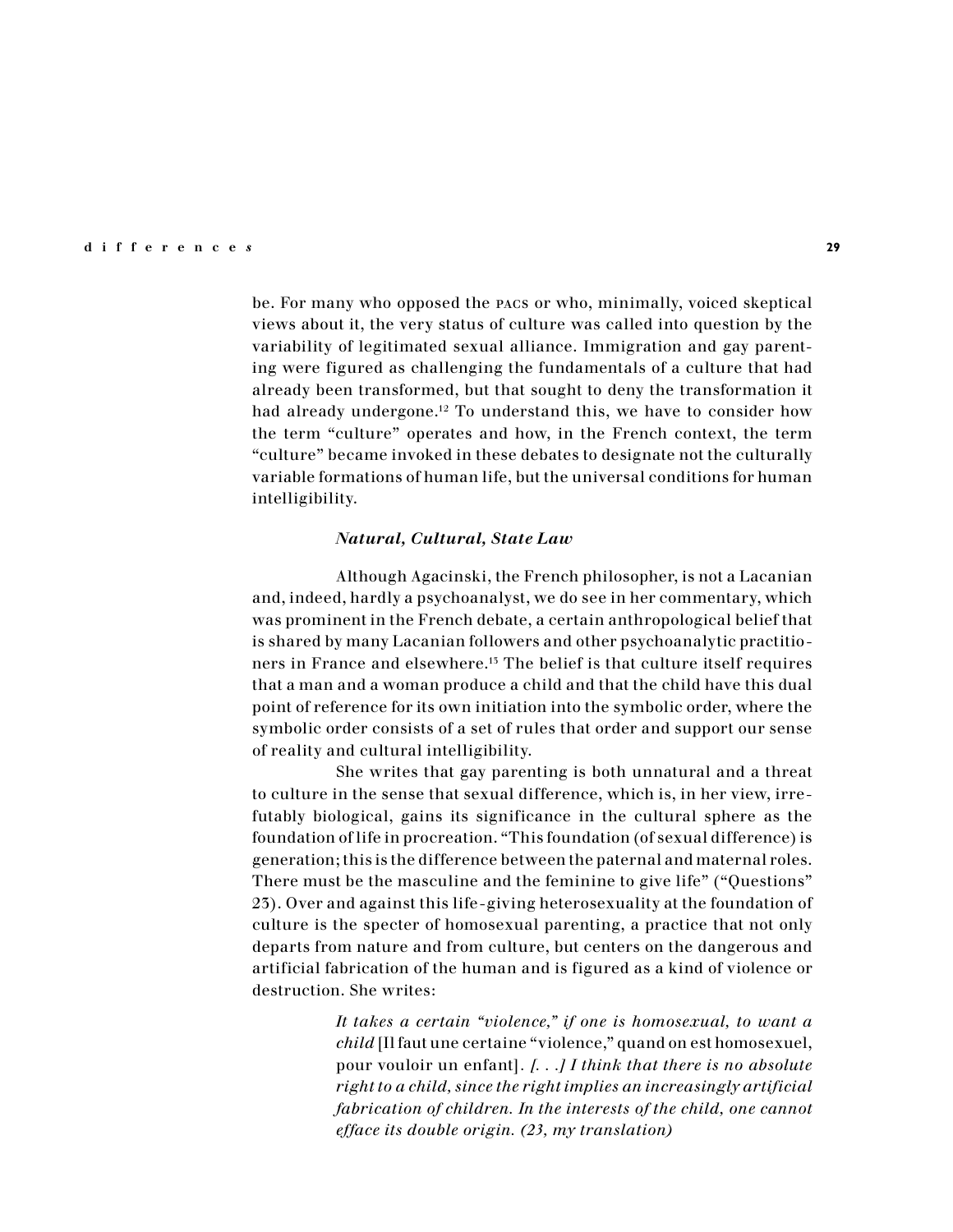be. For many who opposed the PACS or who, minimally, voiced skeptical views about it, the very status of culture was called into question by the variability of legitimated sexual alliance. Immigration and gay parenting were figured as challenging the fundamentals of a culture that had already been transformed, but that sought to deny the transformation it had already undergone.[12] To understand this, we have to consider how the term "culture" operates and how, in the French context, the term "culture" became invoked in these debates to designate not the culturally variable formations of human life, but the universal conditions for human intelligibility.

### *Natural, Cultural, State Law*

Although Agacinski, the French philosopher, is not a Lacanian and, indeed, hardly a psychoanalyst, we do see in her commentary, which was prominent in the French debate, a certain anthropological belief that is shared by many Lacanian followers and other psychoanalytic practitioners in France and elsewhere.[13] The belief is that culture itself requires that a man and a woman produce a child and that the child have this dual point of reference for its own initiation into the symbolic order, where the symbolic order consists of a set of rules that order and support our sense of reality and cultural intelligibility.

She writes that gay parenting is both unnatural and a threat to culture in the sense that sexual difference, which is, in her view, irrefutably biological, gains its significance in the cultural sphere as the foundation of life in procreation. "This foundation (of sexual difference) is generation; this is the difference between the paternal and maternal roles. There must be the masculine and the feminine to give life" ("Questions" 23). Over and against this life-giving heterosexuality at the foundation of culture is the specter of homosexual parenting, a practice that not only departs from nature and from culture, but centers on the dangerous and artificial fabrication of the human and is figured as a kind of violence or destruction. She writes:

> *It takes a certain "violence," if one is homosexual, to want a child* [Il faut une certaine "violence," quand on est homosexuel, pour vouloir un enfant]. *[. . .] I think that there is no absolute right to a child, since the right implies an increasingly artificial fabrication of children. In the interests of the child, one cannot efface its double origin. (23, my translation)*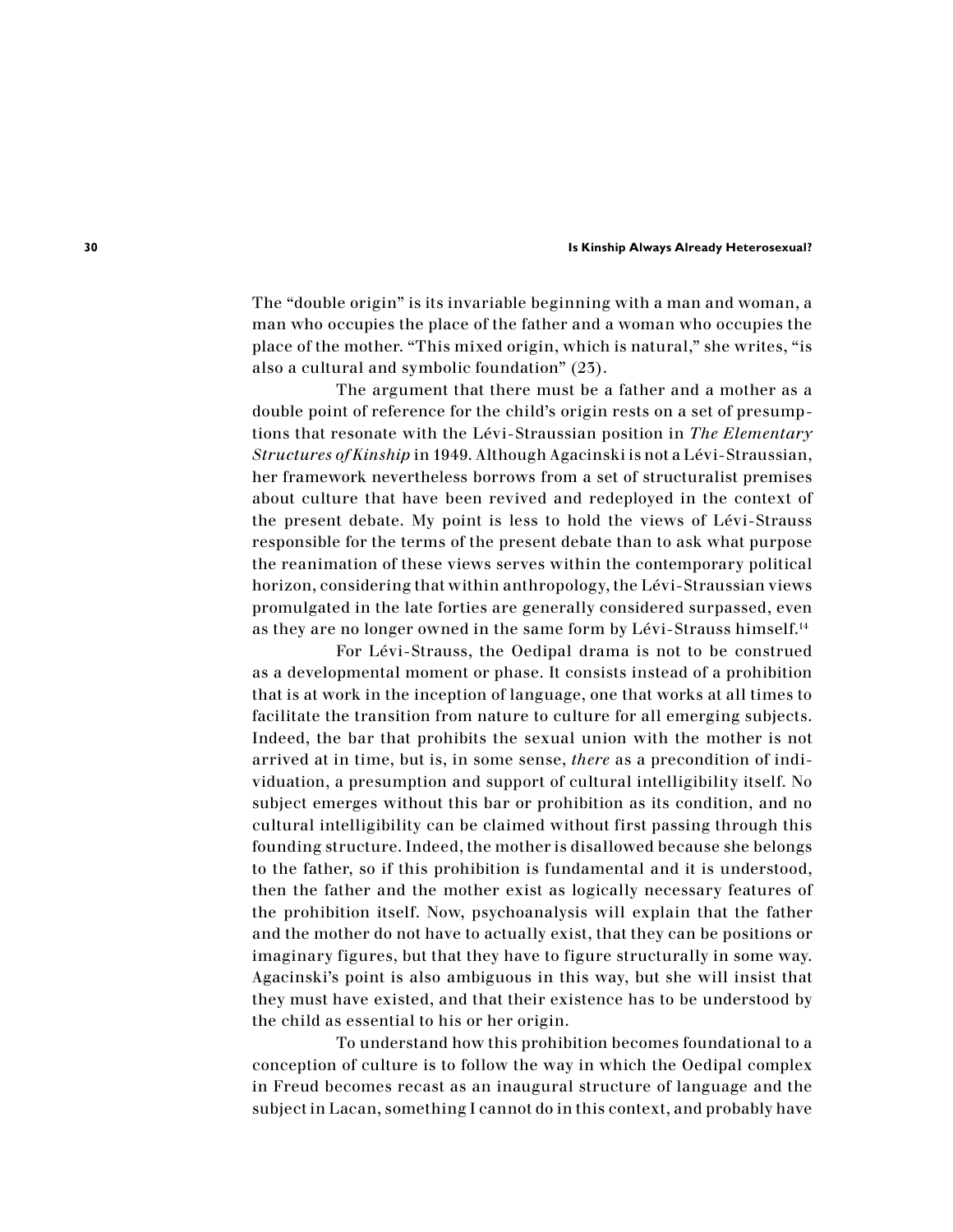The "double origin" is its invariable beginning with a man and woman, a man who occupies the place of the father and a woman who occupies the place of the mother. "This mixed origin, which is natural," she writes, "is also a cultural and symbolic foundation" (23).

The argument that there must be a father and a mother as a double point of reference for the child's origin rests on a set of presumptions that resonate with the Lévi-Straussian position in *The Elementary Structures of Kinship* in 1949. Although Agacinski is not a Lévi-Straussian, her framework nevertheless borrows from a set of structuralist premises about culture that have been revived and redeployed in the context of the present debate. My point is less to hold the views of Lévi-Strauss responsible for the terms of the present debate than to ask what purpose the reanimation of these views serves within the contemporary political horizon, considering that within anthropology, the Lévi-Straussian views promulgated in the late forties are generally considered surpassed, even as they are no longer owned in the same form by Lévi-Strauss himself.[14]

For Lévi-Strauss, the Oedipal drama is not to be construed as a developmental moment or phase. It consists instead of a prohibition that is at work in the inception of language, one that works at all times to facilitate the transition from nature to culture for all emerging subjects. Indeed, the bar that prohibits the sexual union with the mother is not arrived at in time, but is, in some sense, *there* as a precondition of individuation, a presumption and support of cultural intelligibility itself. No subject emerges without this bar or prohibition as its condition, and no cultural intelligibility can be claimed without first passing through this founding structure. Indeed, the mother is disallowed because she belongs to the father, so if this prohibition is fundamental and it is understood, then the father and the mother exist as logically necessary features of the prohibition itself. Now, psychoanalysis will explain that the father and the mother do not have to actually exist, that they can be positions or imaginary figures, but that they have to figure structurally in some way. Agacinski's point is also ambiguous in this way, but she will insist that they must have existed, and that their existence has to be understood by the child as essential to his or her origin.

To understand how this prohibition becomes foundational to a conception of culture is to follow the way in which the Oedipal complex in Freud becomes recast as an inaugural structure of language and the subject in Lacan, something I cannot do in this context, and probably have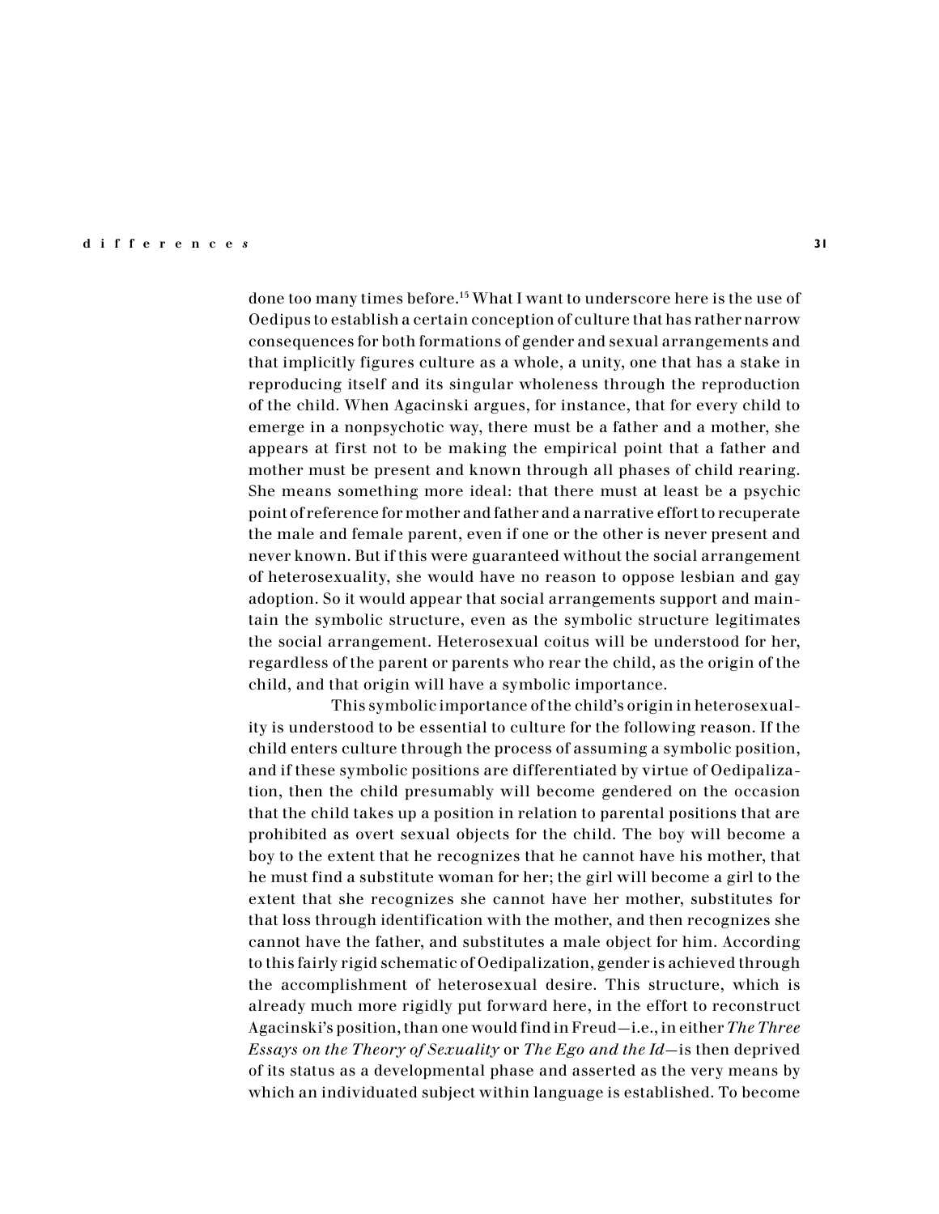done too many times before.[15] What I want to underscore here is the use of Oedipus to establish a certain conception of culture that has rather narrow consequences for both formations of gender and sexual arrangements and that implicitly figures culture as a whole, a unity, one that has a stake in reproducing itself and its singular wholeness through the reproduction of the child. When Agacinski argues, for instance, that for every child to emerge in a nonpsychotic way, there must be a father and a mother, she appears at first not to be making the empirical point that a father and mother must be present and known through all phases of child rearing. She means something more ideal: that there must at least be a psychic point of reference for mother and father and a narrative effort to recuperate the male and female parent, even if one or the other is never present and never known. But if this were guaranteed without the social arrangement of heterosexuality, she would have no reason to oppose lesbian and gay adoption. So it would appear that social arrangements support and maintain the symbolic structure, even as the symbolic structure legitimates the social arrangement. Heterosexual coitus will be understood for her, regardless of the parent or parents who rear the child, as the origin of the child, and that origin will have a symbolic importance.

This symbolic importance of the child's origin in heterosexuality is understood to be essential to culture for the following reason. If the child enters culture through the process of assuming a symbolic position, and if these symbolic positions are differentiated by virtue of Oedipalization, then the child presumably will become gendered on the occasion that the child takes up a position in relation to parental positions that are prohibited as overt sexual objects for the child. The boy will become a boy to the extent that he recognizes that he cannot have his mother, that he must find a substitute woman for her; the girl will become a girl to the extent that she recognizes she cannot have her mother, substitutes for that loss through identification with the mother, and then recognizes she cannot have the father, and substitutes a male object for him. According to this fairly rigid schematic of Oedipalization, gender is achieved through the accomplishment of heterosexual desire. This structure, which is already much more rigidly put forward here, in the effort to reconstruct Agacinski's position, than one would find in Freud—i.e., in either *The Three Essays on the Theory of Sexuality* or *The Ego and the Id*—is then deprived of its status as a developmental phase and asserted as the very means by which an individuated subject within language is established. To become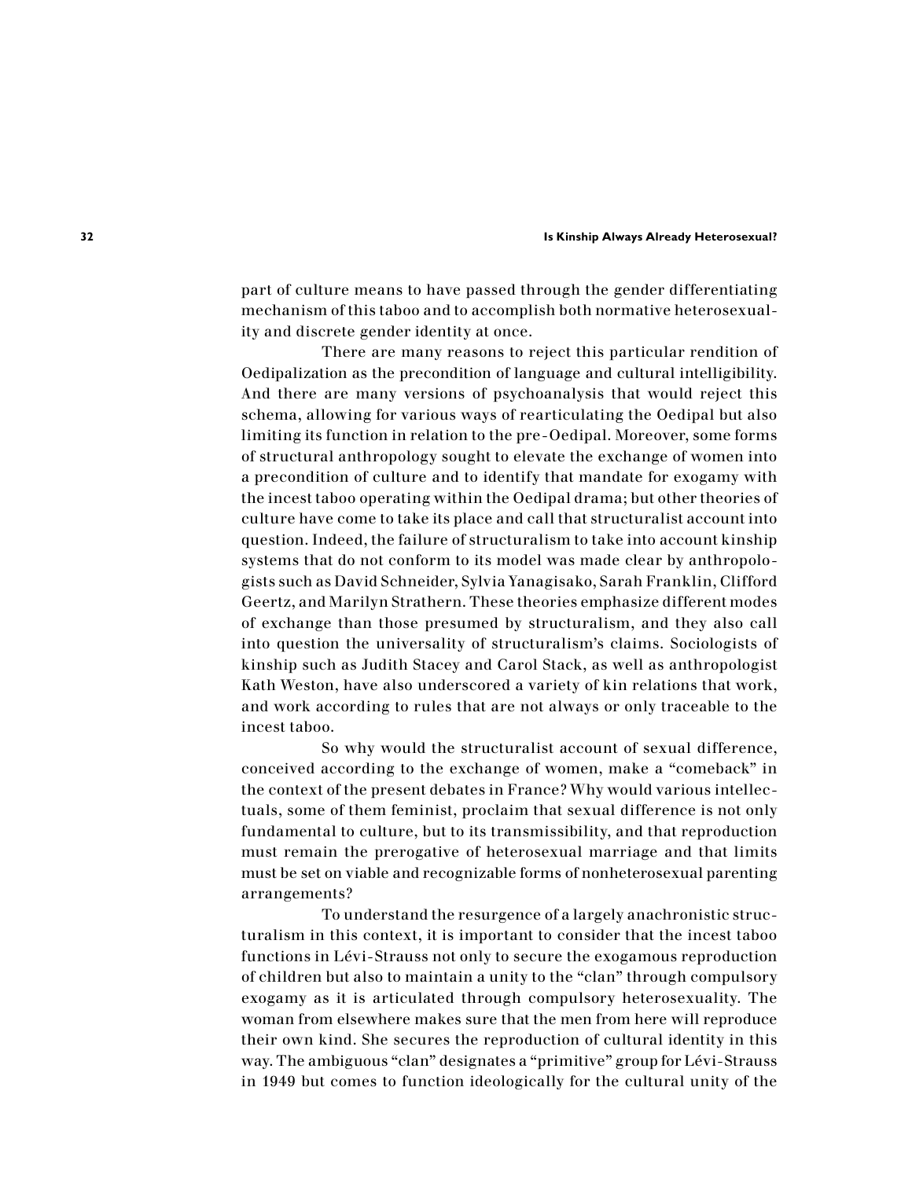part of culture means to have passed through the gender differentiating mechanism of this taboo and to accomplish both normative heterosexuality and discrete gender identity at once.

There are many reasons to reject this particular rendition of Oedipalization as the precondition of language and cultural intelligibility. And there are many versions of psychoanalysis that would reject this schema, allowing for various ways of rearticulating the Oedipal but also limiting its function in relation to the pre-Oedipal. Moreover, some forms of structural anthropology sought to elevate the exchange of women into a precondition of culture and to identify that mandate for exogamy with the incest taboo operating within the Oedipal drama; but other theories of culture have come to take its place and call that structuralist account into question. Indeed, the failure of structuralism to take into account kinship systems that do not conform to its model was made clear by anthropologists such as David Schneider, Sylvia Yanagisako, Sarah Franklin, Clifford Geertz, and Marilyn Strathern. These theories emphasize different modes of exchange than those presumed by structuralism, and they also call into question the universality of structuralism's claims. Sociologists of kinship such as Judith Stacey and Carol Stack, as well as anthropologist Kath Weston, have also underscored a variety of kin relations that work, and work according to rules that are not always or only traceable to the incest taboo.

So why would the structuralist account of sexual difference, conceived according to the exchange of women, make a "comeback" in the context of the present debates in France? Why would various intellectuals, some of them feminist, proclaim that sexual difference is not only fundamental to culture, but to its transmissibility, and that reproduction must remain the prerogative of heterosexual marriage and that limits must be set on viable and recognizable forms of nonheterosexual parenting arrangements?

To understand the resurgence of a largely anachronistic structuralism in this context, it is important to consider that the incest taboo functions in Lévi-Strauss not only to secure the exogamous reproduction of children but also to maintain a unity to the "clan" through compulsory exogamy as it is articulated through compulsory heterosexuality. The woman from elsewhere makes sure that the men from here will reproduce their own kind. She secures the reproduction of cultural identity in this way. The ambiguous "clan" designates a "primitive" group for Lévi-Strauss in 1949 but comes to function ideologically for the cultural unity of the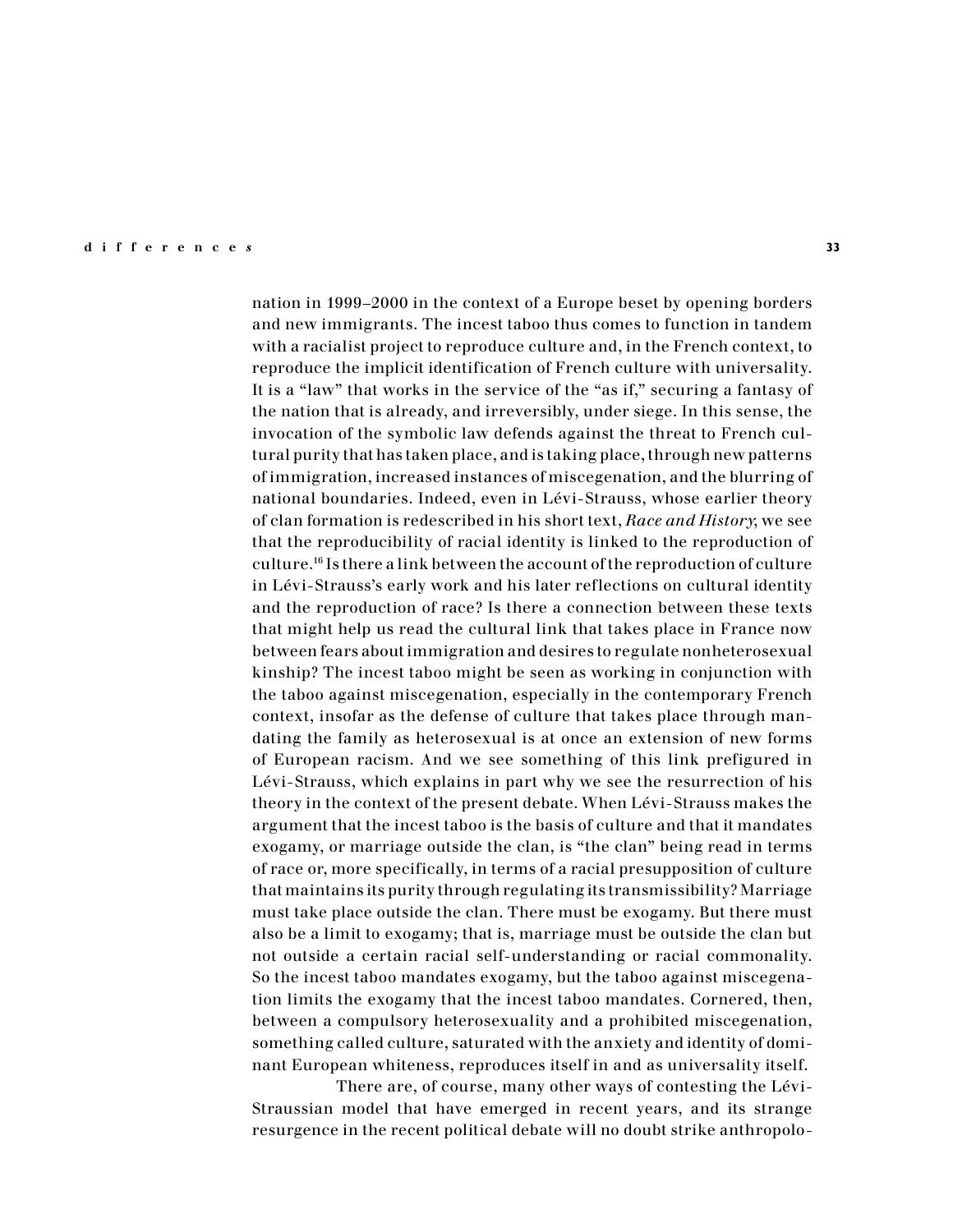nation in 1999–2000 in the context of a Europe beset by opening borders and new immigrants. The incest taboo thus comes to function in tandem with a racialist project to reproduce culture and, in the French context, to reproduce the implicit identification of French culture with universality. It is a "law" that works in the service of the "as if," securing a fantasy of the nation that is already, and irreversibly, under siege. In this sense, the invocation of the symbolic law defends against the threat to French cultural purity that has taken place, and is taking place, through new patterns of immigration, increased instances of miscegenation, and the blurring of national boundaries. Indeed, even in Lévi-Strauss, whose earlier theory of clan formation is redescribed in his short text, *Race and History*, we see that the reproducibility of racial identity is linked to the reproduction of culture.[16] Is there a link between the account of the reproduction of culture in Lévi-Strauss's early work and his later reflections on cultural identity and the reproduction of race? Is there a connection between these texts that might help us read the cultural link that takes place in France now between fears about immigration and desires to regulate nonheterosexual kinship? The incest taboo might be seen as working in conjunction with the taboo against miscegenation, especially in the contemporary French context, insofar as the defense of culture that takes place through mandating the family as heterosexual is at once an extension of new forms of European racism. And we see something of this link prefigured in Lévi-Strauss, which explains in part why we see the resurrection of his theory in the context of the present debate. When Lévi-Strauss makes the argument that the incest taboo is the basis of culture and that it mandates exogamy, or marriage outside the clan, is "the clan" being read in terms of race or, more specifically, in terms of a racial presupposition of culture that maintains its purity through regulating its transmissibility? Marriage must take place outside the clan. There must be exogamy. But there must also be a limit to exogamy; that is, marriage must be outside the clan but not outside a certain racial self-understanding or racial commonality. So the incest taboo mandates exogamy, but the taboo against miscegenation limits the exogamy that the incest taboo mandates. Cornered, then, between a compulsory heterosexuality and a prohibited miscegenation, something called culture, saturated with the anxiety and identity of dominant European whiteness, reproduces itself in and as universality itself.

There are, of course, many other ways of contesting the Lévi-Straussian model that have emerged in recent years, and its strange resurgence in the recent political debate will no doubt strike anthropolo-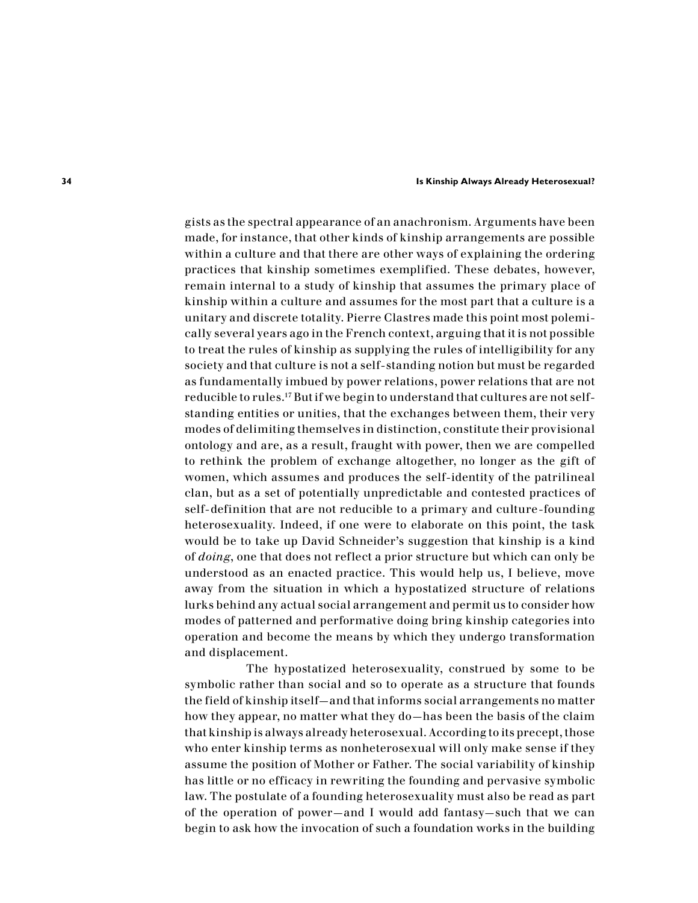gists as the spectral appearance of an anachronism. Arguments have been made, for instance, that other kinds of kinship arrangements are possible within a culture and that there are other ways of explaining the ordering practices that kinship sometimes exemplified. These debates, however, remain internal to a study of kinship that assumes the primary place of kinship within a culture and assumes for the most part that a culture is a unitary and discrete totality. Pierre Clastres made this point most polemically several years ago in the French context, arguing that it is not possible to treat the rules of kinship as supplying the rules of intelligibility for any society and that culture is not a self-standing notion but must be regarded as fundamentally imbued by power relations, power relations that are not reducible to rules.[17] But if we begin to understand that cultures are not self-standing entities or unities, that the exchanges between them, their very modes of delimiting themselves in distinction, constitute their provisional ontology and are, as a result, fraught with power, then we are compelled to rethink the problem of exchange altogether, no longer as the gift of women, which assumes and produces the self-identity of the patrilineal clan, but as a set of potentially unpredictable and contested practices of self-definition that are not reducible to a primary and culture-founding heterosexuality. Indeed, if one were to elaborate on this point, the task would be to take up David Schneider's suggestion that kinship is a kind of *doing*, one that does not reflect a prior structure but which can only be understood as an enacted practice. This would help us, I believe, move away from the situation in which a hypostatized structure of relations lurks behind any actual social arrangement and permit us to consider how modes of patterned and performative doing bring kinship categories into operation and become the means by which they undergo transformation and displacement.

The hypostatized heterosexuality, construed by some to be symbolic rather than social and so to operate as a structure that founds the field of kinship itself—and that informs social arrangements no matter how they appear, no matter what they do—has been the basis of the claim that kinship is always already heterosexual. According to its precept, those who enter kinship terms as nonheterosexual will only make sense if they assume the position of Mother or Father. The social variability of kinship has little or no efficacy in rewriting the founding and pervasive symbolic law. The postulate of a founding heterosexuality must also be read as part of the operation of power—and I would add fantasy—such that we can begin to ask how the invocation of such a foundation works in the building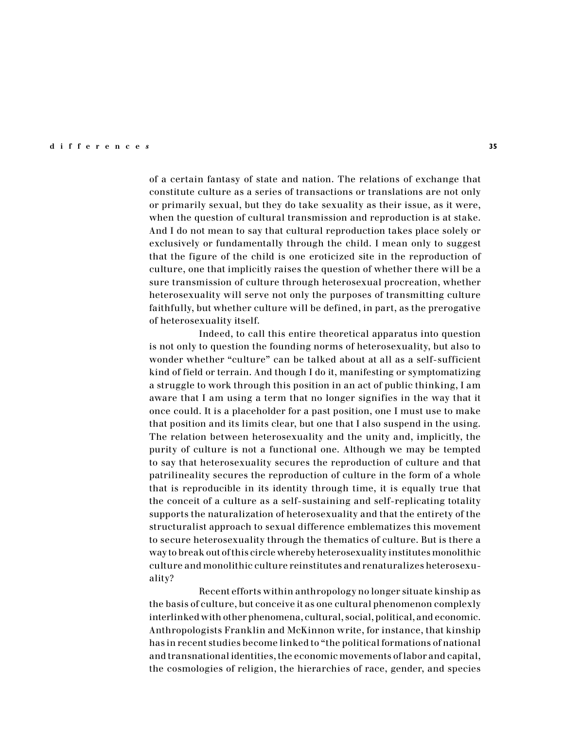of a certain fantasy of state and nation. The relations of exchange that constitute culture as a series of transactions or translations are not only or primarily sexual, but they do take sexuality as their issue, as it were, when the question of cultural transmission and reproduction is at stake. And I do not mean to say that cultural reproduction takes place solely or exclusively or fundamentally through the child. I mean only to suggest that the figure of the child is one eroticized site in the reproduction of culture, one that implicitly raises the question of whether there will be a sure transmission of culture through heterosexual procreation, whether heterosexuality will serve not only the purposes of transmitting culture faithfully, but whether culture will be defined, in part, as the prerogative of heterosexuality itself.

Indeed, to call this entire theoretical apparatus into question is not only to question the founding norms of heterosexuality, but also to wonder whether "culture" can be talked about at all as a self-sufficient kind of field or terrain. And though I do it, manifesting or symptomatizing a struggle to work through this position in an act of public thinking, I am aware that I am using a term that no longer signifies in the way that it once could. It is a placeholder for a past position, one I must use to make that position and its limits clear, but one that I also suspend in the using. The relation between heterosexuality and the unity and, implicitly, the purity of culture is not a functional one. Although we may be tempted to say that heterosexuality secures the reproduction of culture and that patrilineality secures the reproduction of culture in the form of a whole that is reproducible in its identity through time, it is equally true that the conceit of a culture as a self-sustaining and self-replicating totality supports the naturalization of heterosexuality and that the entirety of the structuralist approach to sexual difference emblematizes this movement to secure heterosexuality through the thematics of culture. But is there a way to break out of this circle whereby heterosexuality institutes monolithic culture and monolithic culture reinstitutes and renaturalizes heterosexuality?

Recent efforts within anthropology no longer situate kinship as the basis of culture, but conceive it as one cultural phenomenon complexly interlinked with other phenomena, cultural, social, political, and economic. Anthropologists Franklin and McKinnon write, for instance, that kinship has in recent studies become linked to "the political formations of national and transnational identities, the economic movements of labor and capital, the cosmologies of religion, the hierarchies of race, gender, and species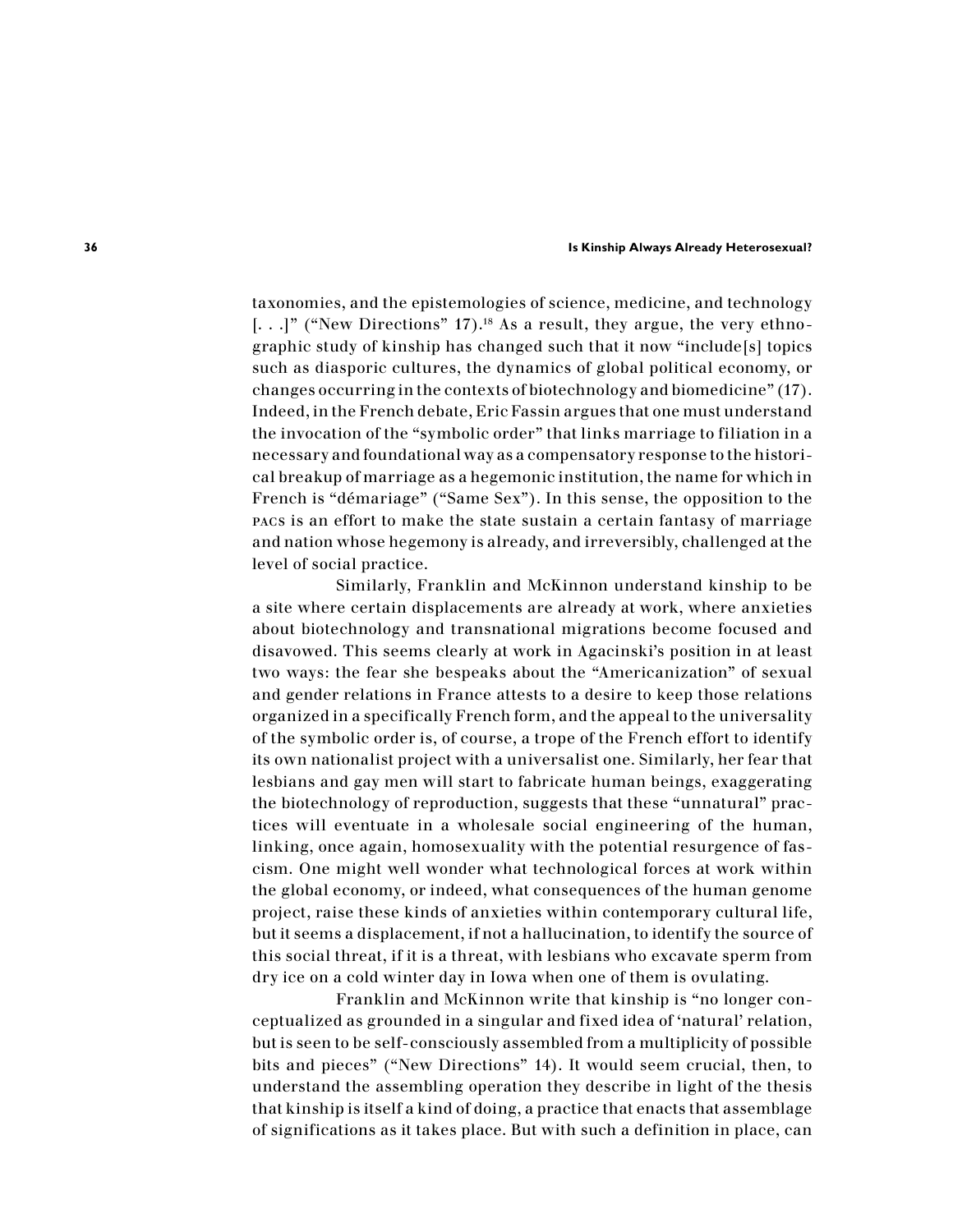taxonomies, and the epistemologies of science, medicine, and technology [. . .]" ("New Directions" 17).[18] As a result, they argue, the very ethnographic study of kinship has changed such that it now "include[s] topics such as diasporic cultures, the dynamics of global political economy, or changes occurring in the contexts of biotechnology and biomedicine" (17). Indeed, in the French debate, Eric Fassin argues that one must understand the invocation of the "symbolic order" that links marriage to filiation in a necessary and foundational way as a compensatory response to the historical breakup of marriage as a hegemonic institution, the name for which in French is "démariage" ("Same Sex"). In this sense, the opposition to the PACS is an effort to make the state sustain a certain fantasy of marriage and nation whose hegemony is already, and irreversibly, challenged at the level of social practice.

Similarly, Franklin and McKinnon understand kinship to be a site where certain displacements are already at work, where anxieties about biotechnology and transnational migrations become focused and disavowed. This seems clearly at work in Agacinski's position in at least two ways: the fear she bespeaks about the "Americanization" of sexual and gender relations in France attests to a desire to keep those relations organized in a specifically French form, and the appeal to the universality of the symbolic order is, of course, a trope of the French effort to identify its own nationalist project with a universalist one. Similarly, her fear that lesbians and gay men will start to fabricate human beings, exaggerating the biotechnology of reproduction, suggests that these "unnatural" practices will eventuate in a wholesale social engineering of the human, linking, once again, homosexuality with the potential resurgence of fascism. One might well wonder what technological forces at work within the global economy, or indeed, what consequences of the human genome project, raise these kinds of anxieties within contemporary cultural life, but it seems a displacement, if not a hallucination, to identify the source of this social threat, if it is a threat, with lesbians who excavate sperm from dry ice on a cold winter day in Iowa when one of them is ovulating.

Franklin and McKinnon write that kinship is "no longer conceptualized as grounded in a singular and fixed idea of 'natural' relation, but is seen to be self-consciously assembled from a multiplicity of possible bits and pieces" ("New Directions" 14). It would seem crucial, then, to understand the assembling operation they describe in light of the thesis that kinship is itself a kind of doing, a practice that enacts that assemblage of significations as it takes place. But with such a definition in place, can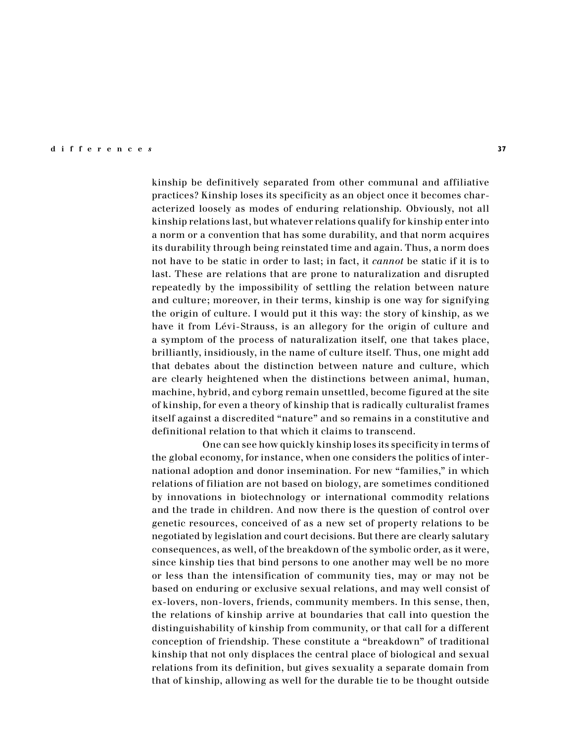kinship be definitively separated from other communal and affiliative practices? Kinship loses its specificity as an object once it becomes characterized loosely as modes of enduring relationship. Obviously, not all kinship relations last, but whatever relations qualify for kinship enter into a norm or a convention that has some durability, and that norm acquires its durability through being reinstated time and again. Thus, a norm does not have to be static in order to last; in fact, it *cannot* be static if it is to last. These are relations that are prone to naturalization and disrupted repeatedly by the impossibility of settling the relation between nature and culture; moreover, in their terms, kinship is one way for signifying the origin of culture. I would put it this way: the story of kinship, as we have it from Lévi-Strauss, is an allegory for the origin of culture and a symptom of the process of naturalization itself, one that takes place, brilliantly, insidiously, in the name of culture itself. Thus, one might add that debates about the distinction between nature and culture, which are clearly heightened when the distinctions between animal, human, machine, hybrid, and cyborg remain unsettled, become figured at the site of kinship, for even a theory of kinship that is radically culturalist frames itself against a discredited "nature" and so remains in a constitutive and definitional relation to that which it claims to transcend.

One can see how quickly kinship loses its specificity in terms of the global economy, for instance, when one considers the politics of international adoption and donor insemination. For new "families," in which relations of filiation are not based on biology, are sometimes conditioned by innovations in biotechnology or international commodity relations and the trade in children. And now there is the question of control over genetic resources, conceived of as a new set of property relations to be negotiated by legislation and court decisions. But there are clearly salutary consequences, as well, of the breakdown of the symbolic order, as it were, since kinship ties that bind persons to one another may well be no more or less than the intensification of community ties, may or may not be based on enduring or exclusive sexual relations, and may well consist of ex-lovers, non-lovers, friends, community members. In this sense, then, the relations of kinship arrive at boundaries that call into question the distinguishability of kinship from community, or that call for a different conception of friendship. These constitute a "breakdown" of traditional kinship that not only displaces the central place of biological and sexual relations from its definition, but gives sexuality a separate domain from that of kinship, allowing as well for the durable tie to be thought outside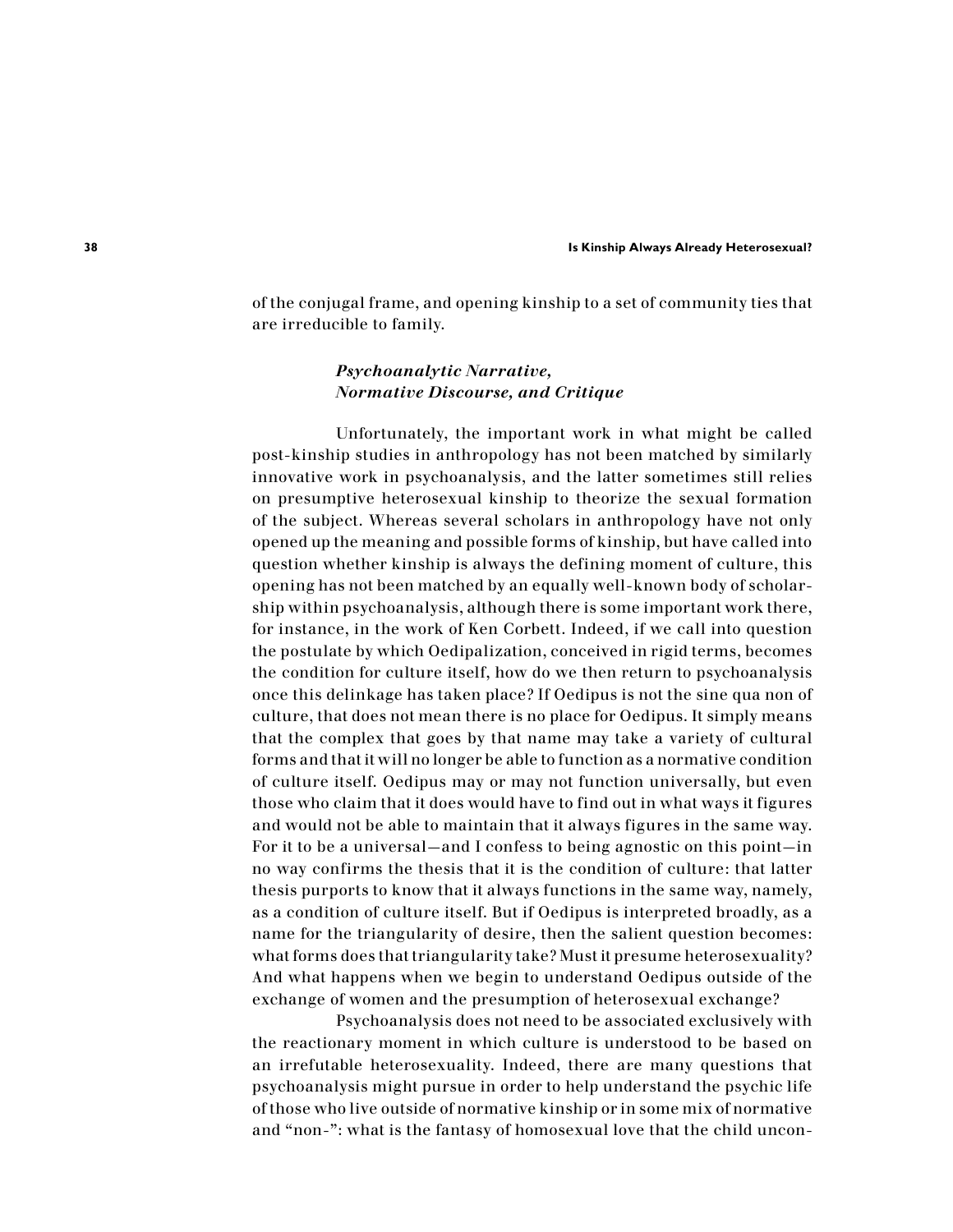of the conjugal frame, and opening kinship to a set of community ties that are irreducible to family.

### *Psychoanalytic Narrative, Normative Discourse, and Critique*

Unfortunately, the important work in what might be called post-kinship studies in anthropology has not been matched by similarly innovative work in psychoanalysis, and the latter sometimes still relies on presumptive heterosexual kinship to theorize the sexual formation of the subject. Whereas several scholars in anthropology have not only opened up the meaning and possible forms of kinship, but have called into question whether kinship is always the defining moment of culture, this opening has not been matched by an equally well-known body of scholarship within psychoanalysis, although there is some important work there, for instance, in the work of Ken Corbett. Indeed, if we call into question the postulate by which Oedipalization, conceived in rigid terms, becomes the condition for culture itself, how do we then return to psychoanalysis once this delinkage has taken place? If Oedipus is not the sine qua non of culture, that does not mean there is no place for Oedipus. It simply means that the complex that goes by that name may take a variety of cultural forms and that it will no longer be able to function as a normative condition of culture itself. Oedipus may or may not function universally, but even those who claim that it does would have to find out in what ways it figures and would not be able to maintain that it always figures in the same way. For it to be a universal—and I confess to being agnostic on this point—in no way confirms the thesis that it is the condition of culture: that latter thesis purports to know that it always functions in the same way, namely, as a condition of culture itself. But if Oedipus is interpreted broadly, as a name for the triangularity of desire, then the salient question becomes: what forms does that triangularity take? Must it presume heterosexuality? And what happens when we begin to understand Oedipus outside of the exchange of women and the presumption of heterosexual exchange?

Psychoanalysis does not need to be associated exclusively with the reactionary moment in which culture is understood to be based on an irrefutable heterosexuality. Indeed, there are many questions that psychoanalysis might pursue in order to help understand the psychic life of those who live outside of normative kinship or in some mix of normative and "non-": what is the fantasy of homosexual love that the child uncon-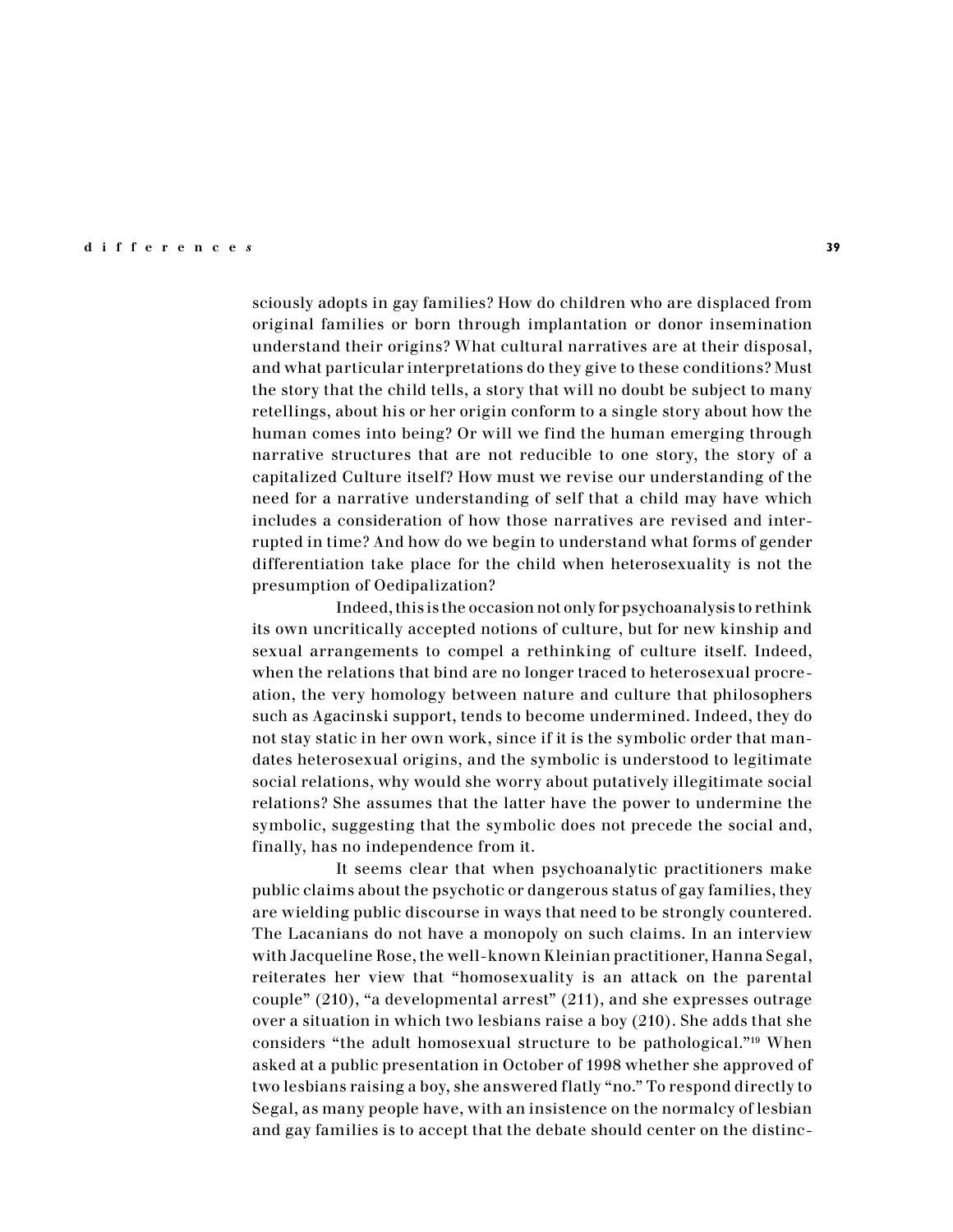sciously adopts in gay families? How do children who are displaced from original families or born through implantation or donor insemination understand their origins? What cultural narratives are at their disposal, and what particular interpretations do they give to these conditions? Must the story that the child tells, a story that will no doubt be subject to many retellings, about his or her origin conform to a single story about how the human comes into being? Or will we find the human emerging through narrative structures that are not reducible to one story, the story of a capitalized Culture itself? How must we revise our understanding of the need for a narrative understanding of self that a child may have which includes a consideration of how those narratives are revised and interrupted in time? And how do we begin to understand what forms of gender differentiation take place for the child when heterosexuality is not the presumption of Oedipalization?

Indeed, this is the occasion not only for psychoanalysis to rethink its own uncritically accepted notions of culture, but for new kinship and sexual arrangements to compel a rethinking of culture itself. Indeed, when the relations that bind are no longer traced to heterosexual procreation, the very homology between nature and culture that philosophers such as Agacinski support, tends to become undermined. Indeed, they do not stay static in her own work, since if it is the symbolic order that mandates heterosexual origins, and the symbolic is understood to legitimate social relations, why would she worry about putatively illegitimate social relations? She assumes that the latter have the power to undermine the symbolic, suggesting that the symbolic does not precede the social and, finally, has no independence from it.

It seems clear that when psychoanalytic practitioners make public claims about the psychotic or dangerous status of gay families, they are wielding public discourse in ways that need to be strongly countered. The Lacanians do not have a monopoly on such claims. In an interview with Jacqueline Rose, the well-known Kleinian practitioner, Hanna Segal, reiterates her view that "homosexuality is an attack on the parental couple" (210), "a developmental arrest" (211), and she expresses outrage over a situation in which two lesbians raise a boy (210). She adds that she considers "the adult homosexual structure to be pathological."[19] When asked at a public presentation in October of 1998 whether she approved of two lesbians raising a boy, she answered flatly "no." To respond directly to Segal, as many people have, with an insistence on the normalcy of lesbian and gay families is to accept that the debate should center on the distinc-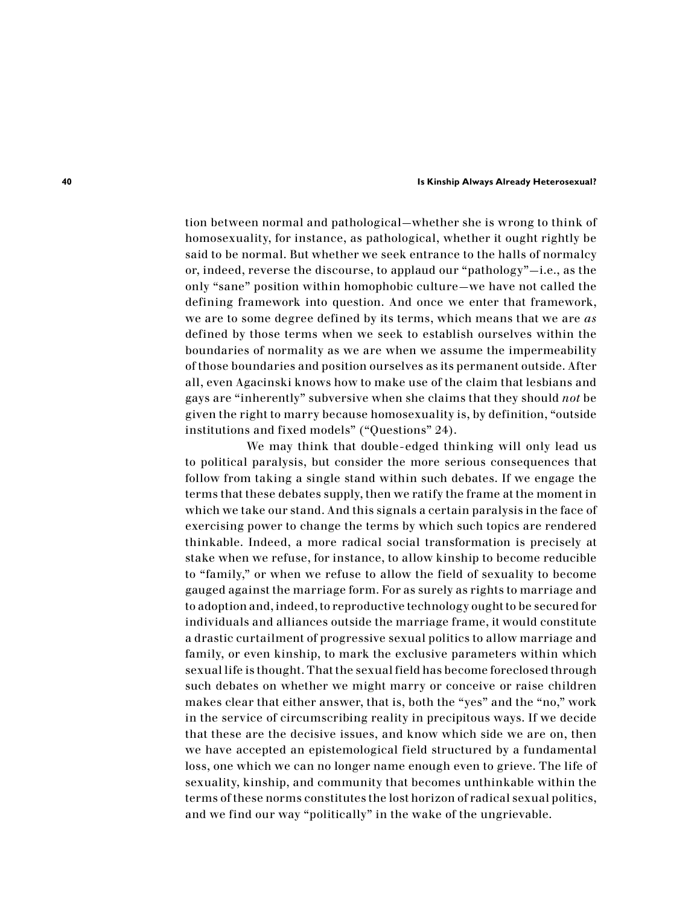tion between normal and pathological—whether she is wrong to think of homosexuality, for instance, as pathological, whether it ought rightly be said to be normal. But whether we seek entrance to the halls of normalcy or, indeed, reverse the discourse, to applaud our "pathology"—i.e., as the only "sane" position within homophobic culture—we have not called the defining framework into question. And once we enter that framework, we are to some degree defined by its terms, which means that we are *as* defined by those terms when we seek to establish ourselves within the boundaries of normality as we are when we assume the impermeability of those boundaries and position ourselves as its permanent outside. After all, even Agacinski knows how to make use of the claim that lesbians and gays are "inherently" subversive when she claims that they should *not* be given the right to marry because homosexuality is, by definition, "outside institutions and fixed models" ("Questions" 24).

We may think that double-edged thinking will only lead us to political paralysis, but consider the more serious consequences that follow from taking a single stand within such debates. If we engage the terms that these debates supply, then we ratify the frame at the moment in which we take our stand. And this signals a certain paralysis in the face of exercising power to change the terms by which such topics are rendered thinkable. Indeed, a more radical social transformation is precisely at stake when we refuse, for instance, to allow kinship to become reducible to "family," or when we refuse to allow the field of sexuality to become gauged against the marriage form. For as surely as rights to marriage and to adoption and, indeed, to reproductive technology ought to be secured for individuals and alliances outside the marriage frame, it would constitute a drastic curtailment of progressive sexual politics to allow marriage and family, or even kinship, to mark the exclusive parameters within which sexual life is thought. That the sexual field has become foreclosed through such debates on whether we might marry or conceive or raise children makes clear that either answer, that is, both the "yes" and the "no," work in the service of circumscribing reality in precipitous ways. If we decide that these are the decisive issues, and know which side we are on, then we have accepted an epistemological field structured by a fundamental loss, one which we can no longer name enough even to grieve. The life of sexuality, kinship, and community that becomes unthinkable within the terms of these norms constitutes the lost horizon of radical sexual politics, and we find our way "politically" in the wake of the ungrievable.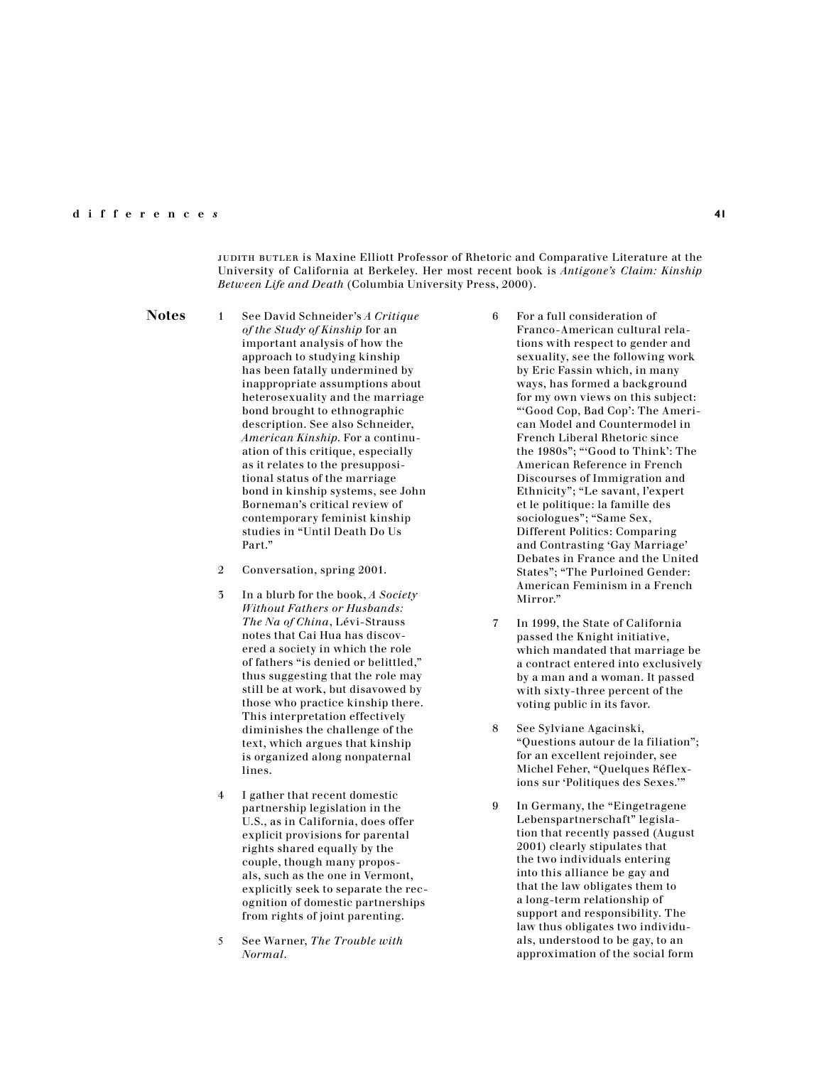JUDITH BUTLER is Maxine Elliott Professor of Rhetoric and Comparative Literature at the University of California at Berkeley. Her most recent book is *Antigone's Claim: Kinship Between Life and Death* (Columbia University Press, 2000).

## Notes

1. See David Schneider's *A Critique of the Study of Kinship* for an important analysis of how the approach to studying kinship has been fatally undermined by inappropriate assumptions about heterosexuality and the marriage bond brought to ethnographic description. See also Schneider, *American Kinship*. For a continuation of this critique, especially as it relates to the presuppositional status of the marriage bond in kinship systems, see John Borneman's critical review of contemporary feminist kinship studies in "Until Death Do Us Part."

2. Conversation, spring 2001.

3. In a blurb for the book, *A Society Without Fathers or Husbands: The Na of China*, Lévi-Strauss notes that Cai Hua has discovered a society in which the role of fathers "is denied or belittled," thus suggesting that the role may still be at work, but disavowed by those who practice kinship there. This interpretation effectively diminishes the challenge of the text, which argues that kinship is organized along nonpaternal lines.

4. I gather that recent domestic partnership legislation in the U.S., as in California, does offer explicit provisions for parental rights shared equally by the couple, though many proposals, such as the one in Vermont, explicitly seek to separate the recognition of domestic partnerships from rights of joint parenting.

5. See Warner, *The Trouble with Normal*.

6. For a full consideration of Franco-American cultural relations with respect to gender and sexuality, see the following work by Eric Fassin which, in many ways, has formed a background for my own views on this subject: "'Good Cop, Bad Cop': The American Model and Countermodel in French Liberal Rhetoric since the 1980s"; "'Good to Think': The American Reference in French Discourses of Immigration and Ethnicity"; "Le savant, l'expert et le politique: la famille des sociologues"; "Same Sex, Different Politics: Comparing and Contrasting 'Gay Marriage' Debates in France and the United States"; "The Purloined Gender: American Feminism in a French Mirror."

7. In 1999, the State of California passed the Knight initiative, which mandated that marriage be a contract entered into exclusively by a man and a woman. It passed with sixty-three percent of the voting public in its favor.

8. See Sylviane Agacinski, "Questions autour de la filiation"; for an excellent rejoinder, see Michel Feher, "Quelques Réflexions sur 'Politiques des Sexes.'"

9. In Germany, the "Eingetragene Lebenspartnerschaft" legislation that recently passed (August 2001) clearly stipulates that the two individuals entering into this alliance be gay and that the law obligates them to a long-term relationship of support and responsibility. The law thus obligates two individuals, understood to be gay, to an approximation of the social form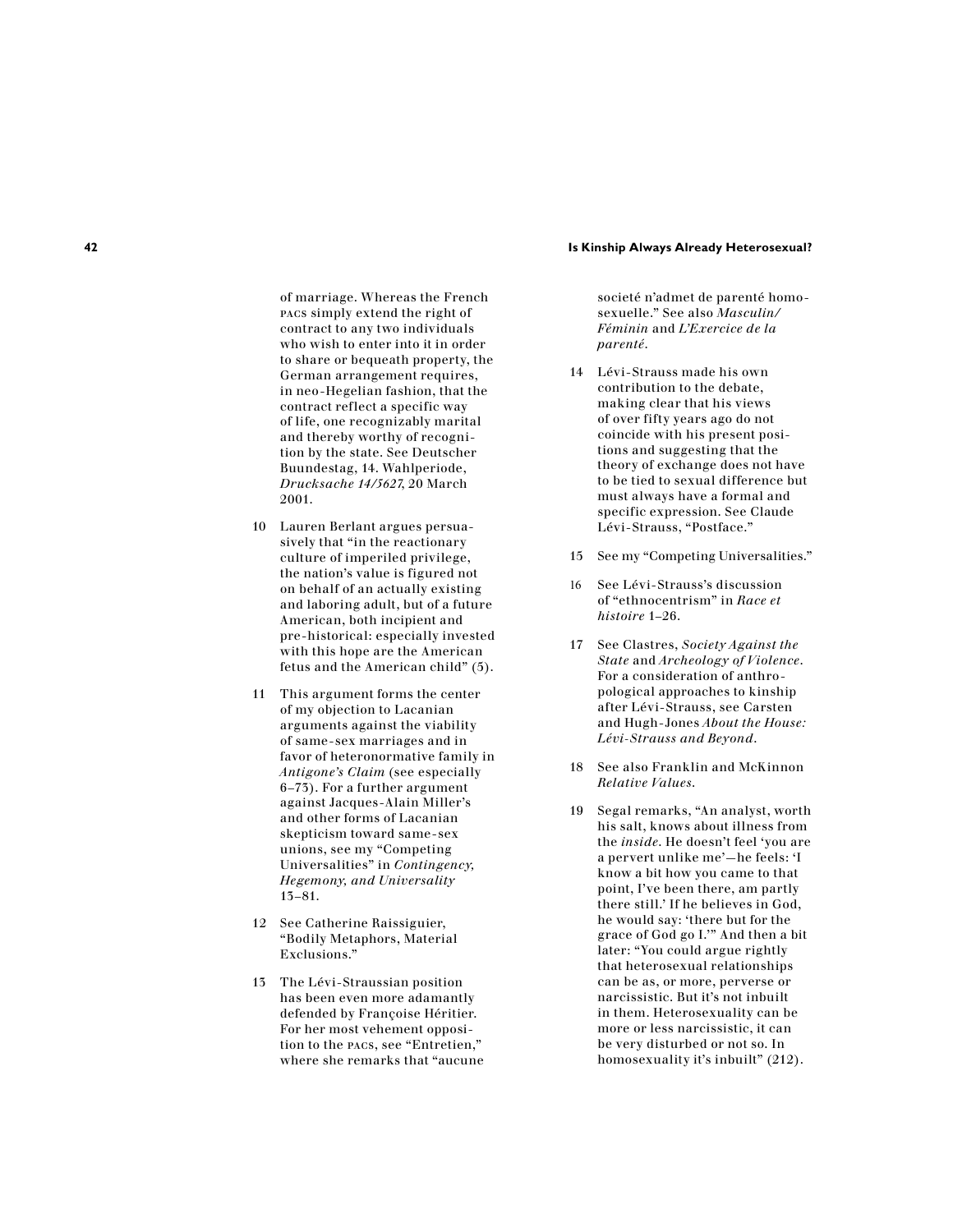of marriage. Whereas the French PACS simply extend the right of contract to any two individuals who wish to enter into it in order to share or bequeath property, the German arrangement requires, in neo-Hegelian fashion, that the contract reflect a specific way of life, one recognizably marital and thereby worthy of recognition by the state. See Deutscher Buundestag, 14. Wahlperiode, *Drucksache 14/5627*, 20 March 2001.

10 Lauren Berlant argues persuasively that "in the reactionary culture of imperiled privilege, the nation's value is figured not on behalf of an actually existing and laboring adult, but of a future American, both incipient and pre-historical: especially invested with this hope are the American fetus and the American child" (5).

11 This argument forms the center of my objection to Lacanian arguments against the viability of same-sex marriages and in favor of heteronormative family in *Antigone's Claim* (see especially 6–73). For a further argument against Jacques-Alain Miller's and other forms of Lacanian skepticism toward same-sex unions, see my "Competing Universalities" in *Contingency, Hegemony, and Universality* 13–81.

12 See Catherine Raissiguier, "Bodily Metaphors, Material Exclusions."

13 The Lévi-Straussian position has been even more adamantly defended by Françoise Héritier. For her most vehement opposition to the PACS, see "Entretien," where she remarks that "aucune societé n'admet de parenté homosexuelle." See also *Masculin/Féminin* and *L'Exercice de la parenté*.

14 Lévi-Strauss made his own contribution to the debate, making clear that his views of over fifty years ago do not coincide with his present positions and suggesting that the theory of exchange does not have to be tied to sexual difference but must always have a formal and specific expression. See Claude Lévi-Strauss, "Postface."

15 See my "Competing Universalities."

16 See Lévi-Strauss's discussion of "ethnocentrism" in *Race et histoire* 1–26.

17 See Clastres, *Society Against the State* and *Archeology of Violence*. For a consideration of anthropological approaches to kinship after Lévi-Strauss, see Carsten and Hugh-Jones *About the House: Lévi-Strauss and Beyond*.

18 See also Franklin and McKinnon *Relative Values*.

19 Segal remarks, "An analyst, worth his salt, knows about illness from the *inside*. He doesn't feel 'you are a pervert unlike me'—he feels: 'I know a bit how you came to that point, I've been there, am partly there still.' If he believes in God, he would say: 'there but for the grace of God go I.'" And then a bit later: "You could argue rightly that heterosexual relationships can be as, or more, perverse or narcissistic. But it's not inbuilt in them. Heterosexuality can be more or less narcissistic, it can be very disturbed or not so. In homosexuality it's inbuilt" (212).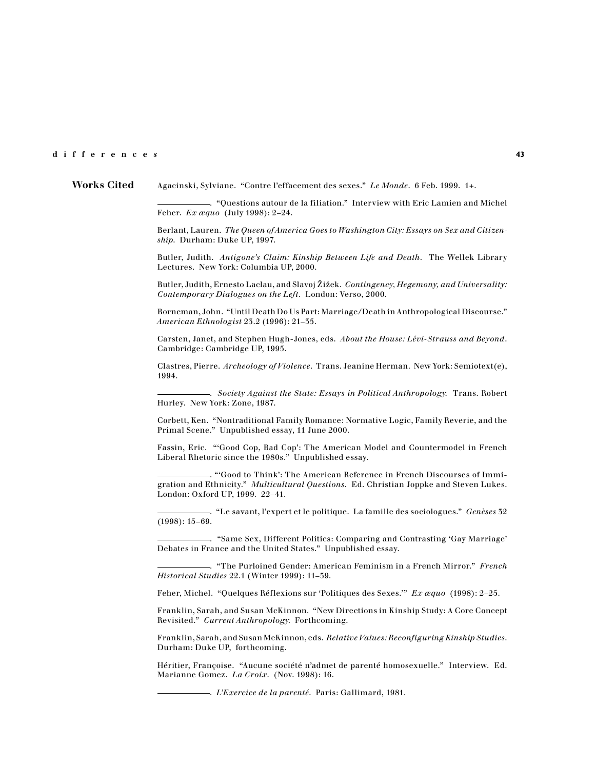## Works Cited

Agacinski, Sylviane. "Contre l'effacement des sexes." *Le Monde*. 6 Feb. 1999. 1+.

————. "Questions autour de la filiation." Interview with Eric Lamien and Michel Feher. *Ex æquo* (July 1998): 2–24.

Berlant, Lauren. *The Queen of America Goes to Washington City: Essays on Sex and Citizenship*. Durham: Duke UP, 1997.

Butler, Judith. *Antigone's Claim: Kinship Between Life and Death*. The Wellek Library Lectures. New York: Columbia UP, 2000.

Butler, Judith, Ernesto Laclau, and Slavoj Žižek. *Contingency, Hegemony, and Universality: Contemporary Dialogues on the Left*. London: Verso, 2000.

Borneman, John. "Until Death Do Us Part: Marriage/Death in Anthropological Discourse." *American Ethnologist* 23.2 (1996): 21–35.

Carsten, Janet, and Stephen Hugh-Jones, eds. *About the House: Lévi-Strauss and Beyond*. Cambridge: Cambridge UP, 1995.

Clastres, Pierre. *Archeology of Violence*. Trans. Jeanine Herman. New York: Semiotext(e), 1994.

————. *Society Against the State: Essays in Political Anthropology*. Trans. Robert Hurley. New York: Zone, 1987.

Corbett, Ken. "Nontraditional Family Romance: Normative Logic, Family Reverie, and the Primal Scene." Unpublished essay, 11 June 2000.

Fassin, Eric. "'Good Cop, Bad Cop': The American Model and Countermodel in French Liberal Rhetoric since the 1980s." Unpublished essay.

————. "'Good to Think': The American Reference in French Discourses of Immigration and Ethnicity." *Multicultural Questions*. Ed. Christian Joppke and Steven Lukes. London: Oxford UP, 1999. 22–41.

————. "Le savant, l'expert et le politique. La famille des sociologues." *Genèses* 32 (1998): 15–69.

————. "Same Sex, Different Politics: Comparing and Contrasting 'Gay Marriage' Debates in France and the United States." Unpublished essay.

————. "The Purloined Gender: American Feminism in a French Mirror." *French Historical Studies* 22.1 (Winter 1999): 11–39.

Feher, Michel. "Quelques Réflexions sur 'Politiques des Sexes.'" *Ex æquo* (1998): 2–25.

Franklin, Sarah, and Susan McKinnon. "New Directions in Kinship Study: A Core Concept Revisited." *Current Anthropology*. Forthcoming.

Franklin, Sarah, and Susan McKinnon, eds. *Relative Values: Reconfiguring Kinship Studies*. Durham: Duke UP, forthcoming.

Héritier, Françoise. "Aucune société n'admet de parenté homosexuelle." Interview. Ed. Marianne Gomez. *La Croix*. (Nov. 1998): 16.

————. *L'Exercice de la parenté*. Paris: Gallimard, 1981.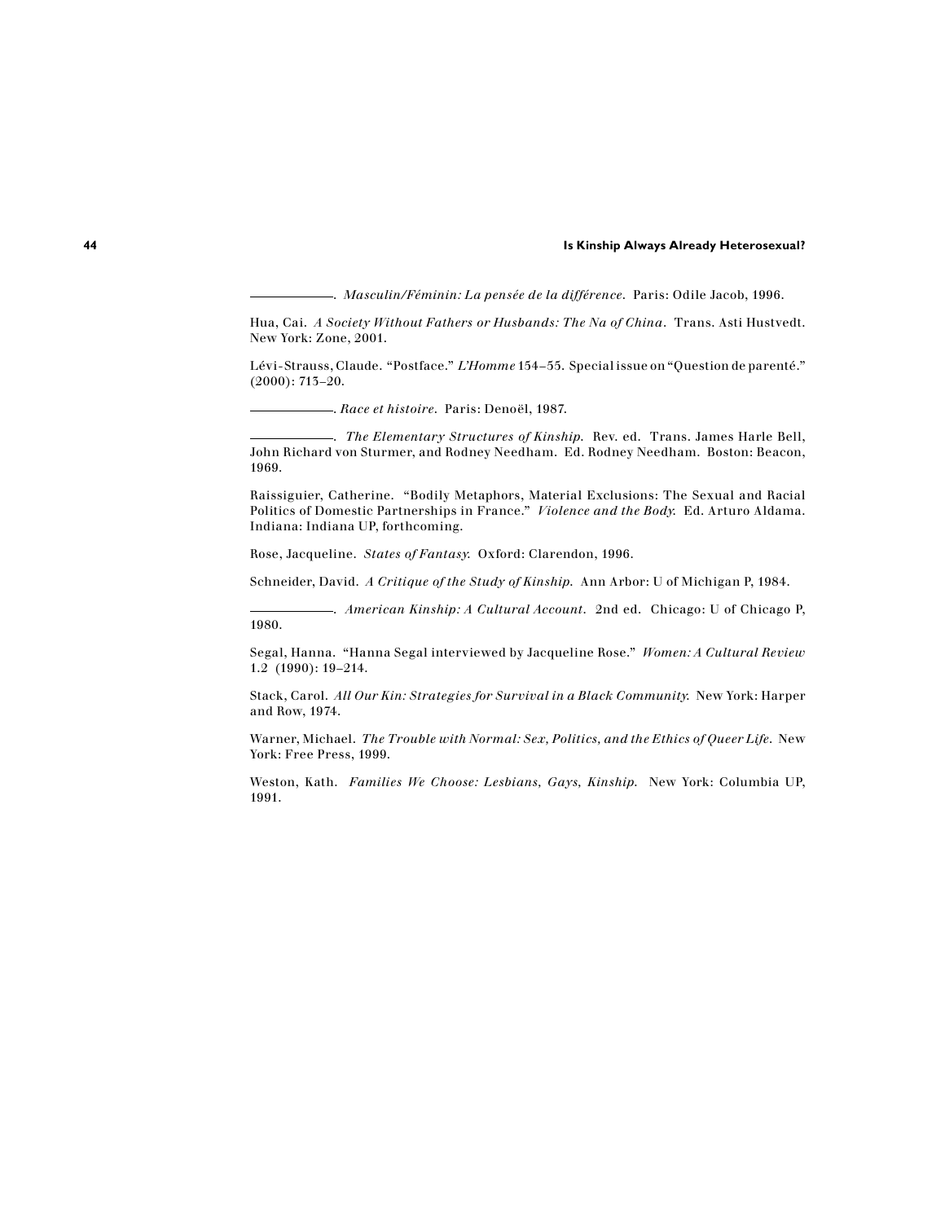———. *Masculin/Féminin: La pensée de la différence*. Paris: Odile Jacob, 1996.

Hua, Cai. *A Society Without Fathers or Husbands: The Na of China*. Trans. Asti Hustvedt. New York: Zone, 2001.

Lévi-Strauss, Claude. "Postface." *L'Homme* 154–55. Special issue on "Question de parenté." (2000): 713–20.

———. *Race et histoire*. Paris: Denoël, 1987.

———. *The Elementary Structures of Kinship*. Rev. ed. Trans. James Harle Bell, John Richard von Sturmer, and Rodney Needham. Ed. Rodney Needham. Boston: Beacon, 1969.

Raissiguier, Catherine. "Bodily Metaphors, Material Exclusions: The Sexual and Racial Politics of Domestic Partnerships in France." *Violence and the Body*. Ed. Arturo Aldama. Indiana: Indiana UP, forthcoming.

Rose, Jacqueline. *States of Fantasy*. Oxford: Clarendon, 1996.

Schneider, David. *A Critique of the Study of Kinship*. Ann Arbor: U of Michigan P, 1984.

———. *American Kinship: A Cultural Account*. 2nd ed. Chicago: U of Chicago P, 1980.

Segal, Hanna. "Hanna Segal interviewed by Jacqueline Rose." *Women: A Cultural Review* 1.2 (1990): 19–214.

Stack, Carol. *All Our Kin: Strategies for Survival in a Black Community*. New York: Harper and Row, 1974.

Warner, Michael. *The Trouble with Normal: Sex, Politics, and the Ethics of Queer Life*. New York: Free Press, 1999.

Weston, Kath. *Families We Choose: Lesbians, Gays, Kinship*. New York: Columbia UP, 1991.